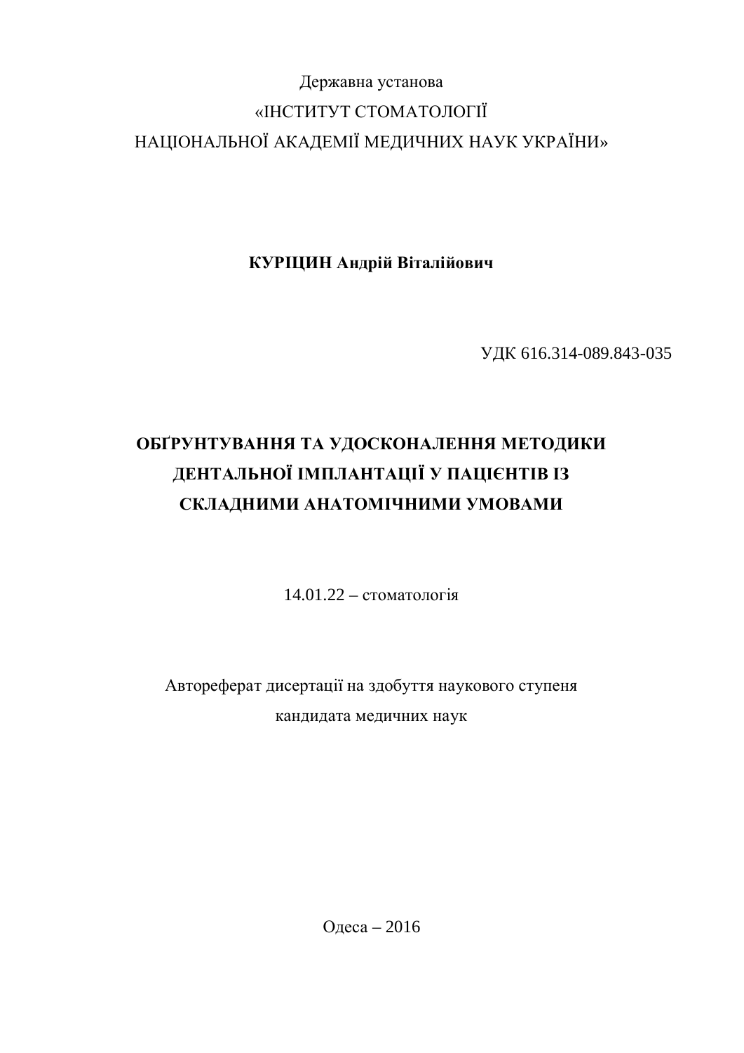Державна установа

«ІНСТИТУТ СТОМАТОЛОГІЇ

НАЦІОНАЛЬНОЇ АКАДЕМІЇ МЕДИЧНИХ НАУК УКРАЇНИ»

**КУРІЦИН Андрій Віталійович**

УДК 616.314-089.843-035

# ОБҐРУНТУВАННЯ ТА УДОСКОНАЛЕННЯ МЕТОДИКИ ДЕНТАЛЬНОЇ ІМПЛАНТАЦІЇ У ПАЦІЄНТІВ ІЗ СКЛАДНИМИ АНАТОМІЧНИМИ УМОВАМИ

14.01.22 – стоматологія

Автореферат дисертації на здобуття наукового ступеня

кандидата медичних наук

Одеса – 2016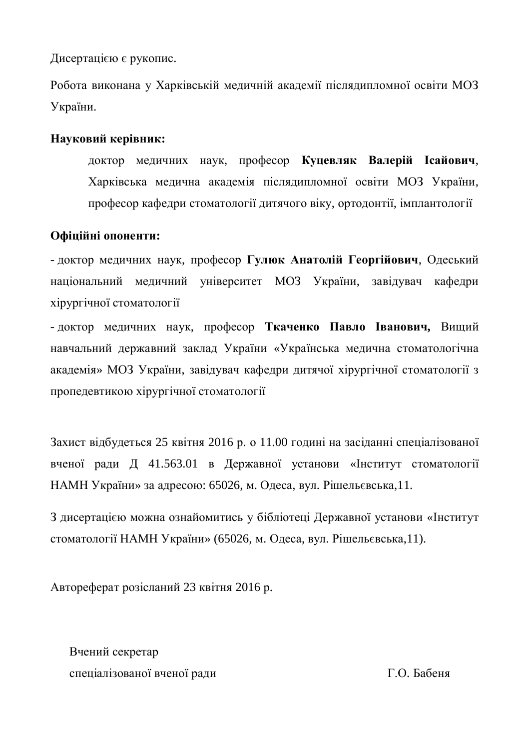Дисертацією є рукопис.

Робота виконана у Харківській медичній академії післядипломної освіти МОЗ України.

**Науковий керівник:**

доктор медичних наук, професор **Куцевляк Валерій Ісайович**, Харківська медична академія післядипломної освіти МОЗ України, професор кафедри стоматології дитячого віку, ортодонтії, імплантології

**Офіційні опоненти:**

- доктор медичних наук, професор **Гулюк Анатолій Георгійович**, Одеський національний медичний університет МОЗ України, завідувач кафедри хірургічної стоматології
- доктор медичних наук, професор **Ткаченко Павло Іванович,** Вищий навчальний державний заклад України «Українська медична стоматологічна академія» МОЗ України, завідувач кафедри дитячої хірургічної стоматології з пропедевтикою хірургічної стоматології

Захист відбудеться 25 квітня 2016 р. о 11.00 годині на засіданні спеціалізованої вченої ради Д 41.563.01 в Державної установи «Інститут стоматології НАМН України» за адресою: 65026, м. Одеса, вул. Рішельєвська,11.

З дисертацією можна ознайомитись у бібліотеці Державної установи «Інститут стоматології НАМН України» (65026, м. Одеса, вул. Рішельєвська,11).

Автореферат розісланий 23 квітня 2016 р.

Вчений секретар
спеціалізованої вченої ради Г.О. Бабеня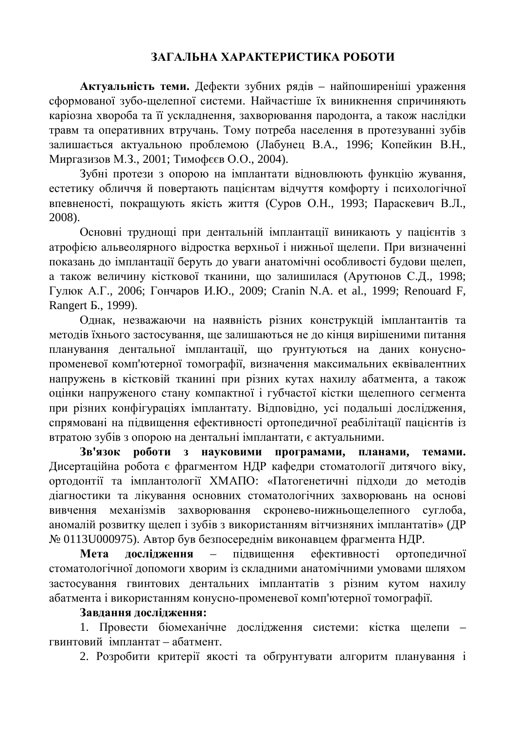## ЗАГАЛЬНА ХАРАКТЕРИСТИКА РОБОТИ

**Актуальність теми.** Дефекти зубних рядів – найпоширеніші ураження сформованої зубо-щелепної системи. Найчастіше їх виникнення спричиняють каріозна хвороба та її ускладнення, захворювання пародонта, а також наслідки травм та оперативних втручань. Тому потреба населення в протезуванні зубів залишається актуальною проблемою (Лабунец В.А., 1996; Копейкин В.Н., Миргазизов М.З., 2001; Тимофєєв О.О., 2004).

Зубні протези з опорою на імплантати відновлюють функцію жування, естетику обличчя й повертають пацієнтам відчуття комфорту і психологічної впевненості, покращують якість життя (Суров О.Н., 1993; Параскевич В.Л., 2008).

Основні труднощі при дентальній імплантації виникають у пацієнтів з атрофією альвеолярного відростка верхньої і нижньої щелепи. При визначенні показань до імплантації беруть до уваги анатомічні особливості будови щелеп, а також величину кісткової тканини, що залишилася (Арутюнов С.Д., 1998; Гулюк А.Г., 2006; Гончаров И.Ю., 2009; Cranin N.A. et al., 1999; Renouard F, Rangert Б., 1999).

Однак, незважаючи на наявність різних конструкцій імплантантів та методів їхнього застосування, ще залишаються не до кінця вирішеними питання планування дентальної імплантації, що ґрунтуються на даних конусно-променевої комп'ютерної томографії, визначення максимальних еквівалентних напружень в кістковій тканині при різних кутах нахилу абатмента, а також оцінки напруженого стану компактної і губчастої кістки щелепного сегмента при різних конфігураціях імплантату. Відповідно, усі подальші дослідження, спрямовані на підвищення ефективності ортопедичної реабілітації пацієнтів із втратою зубів з опорою на дентальні імплантати, є актуальними.

**Зв'язок роботи з науковими програмами, планами, темами.** Дисертаційна робота є фрагментом НДР кафедри стоматології дитячого віку, ортодонтії та імплантології ХМАПО: «Патогенетичні підходи до методів діагностики та лікування основних стоматологічних захворювань на основі вивчення механізмів захворювання скронево-нижньощелепного суглоба, аномалій розвитку щелеп і зубів з використанням вітчизняних імплантатів» (ДР № 0113U000975). Автор був безпосереднім виконавцем фрагмента НДР.

**Мета дослідження** – підвищення ефективності ортопедичної стоматологічної допомоги хворим із складними анатомічними умовами шляхом застосування гвинтових дентальних імплантатів з різним кутом нахилу абатмента і використанням конусно-променевої комп'ютерної томографії.

**Завдання дослідження:**

1. Провести біомеханічне дослідження системи: кістка щелепи – гвинтовий імплантат – абатмент.

2. Розробити критерії якості та обґрунтувати алгоритм планування і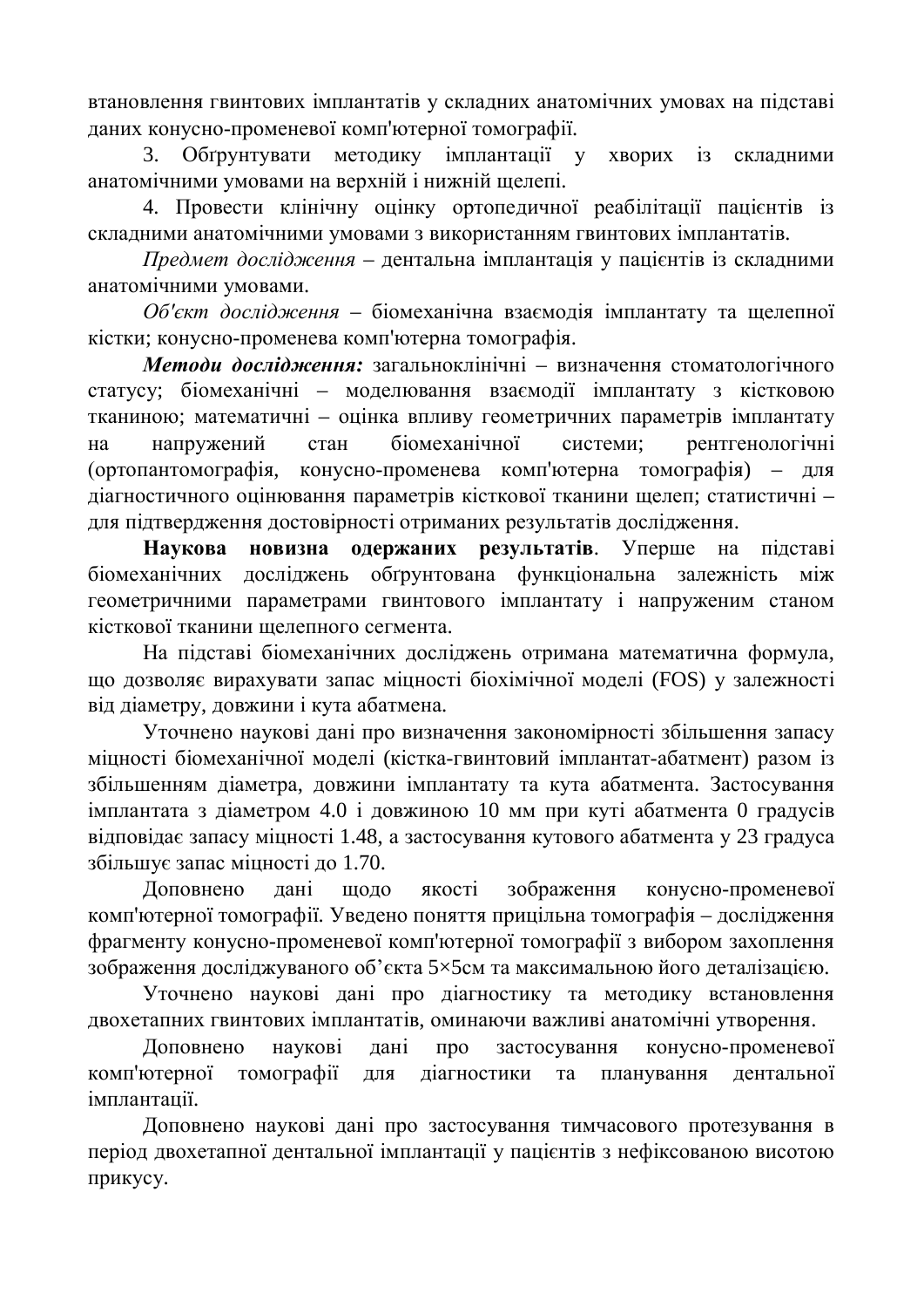встановлення гвинтових імплантатів у складних анатомічних умовах на підставі даних конусно-променевої комп'ютерної томографії.

3. Обґрунтувати методику імплантації у хворих із складними анатомічними умовами на верхній і нижній щелепі.

4. Провести клінічну оцінку ортопедичної реабілітації пацієнтів із складними анатомічними умовами з використанням гвинтових імплантатів.

*Предмет дослідження* – дентальна імплантація у пацієнтів із складними анатомічними умовами.

*Об'єкт дослідження* – біомеханічна взаємодія імплантату та щелепної кістки; конусно-променева комп'ютерна томографія.

***Методи дослідження:*** загальноклінічні – визначення стоматологічного статусу; біомеханічні – моделювання взаємодії імплантату з кістковою тканиною; математичні – оцінка впливу геометричних параметрів імплантату на напружений стан біомеханічної системи; рентгенологічні (ортопантомографія, конусно-променева комп'ютерна томографія) – для діагностичного оцінювання параметрів кісткової тканини щелеп; статистичні – для підтвердження достовірності отриманих результатів дослідження.

**Наукова новизна одержаних результатів**. Уперше на підставі біомеханічних досліджень обгрунтована функціональна залежність між геометричними параметрами гвинтового імплантату і напруженим станом кісткової тканини щелепного сегмента.

На підставі біомеханічних досліджень отримана математична формула, що дозволяє вирахувати запас міцності біохімічної моделі (FOS) у залежності від діаметру, довжини і кута абатмена.

Уточнено наукові дані про визначення закономірності збільшення запасу міцності біомеханічної моделі (кістка-гвинтовий імплантат-абатмент) разом із збільшенням діаметра, довжини імплантату та кута абатмента. Застосування імплантата з діаметром 4.0 і довжиною 10 мм при куті абатмента 0 градусів відповідає запасу міцності 1.48, а застосування кутового абатмента у 23 градуса збільшує запас міцності до 1.70.

Доповнено дані щодо якості зображення конусно-променевої комп'ютерної томографії. Уведено поняття прицільна томографія – дослідження фрагменту конусно-променевої комп'ютерної томографії з вибором захоплення зображення досліджуваного об'єкта 5×5см та максимальною його деталізацією.

Уточнено наукові дані про діагностику та методику встановлення двохетапних гвинтових імплантатів, оминаючи важливі анатомічні утворення.

Доповнено наукові дані про застосування конусно-променевої комп'ютерної томографії для діагностики та планування дентальної імплантації.

Доповнено наукові дані про застосування тимчасового протезування в період двохетапної дентальної імплантації у пацієнтів з нефіксованою висотою прикусу.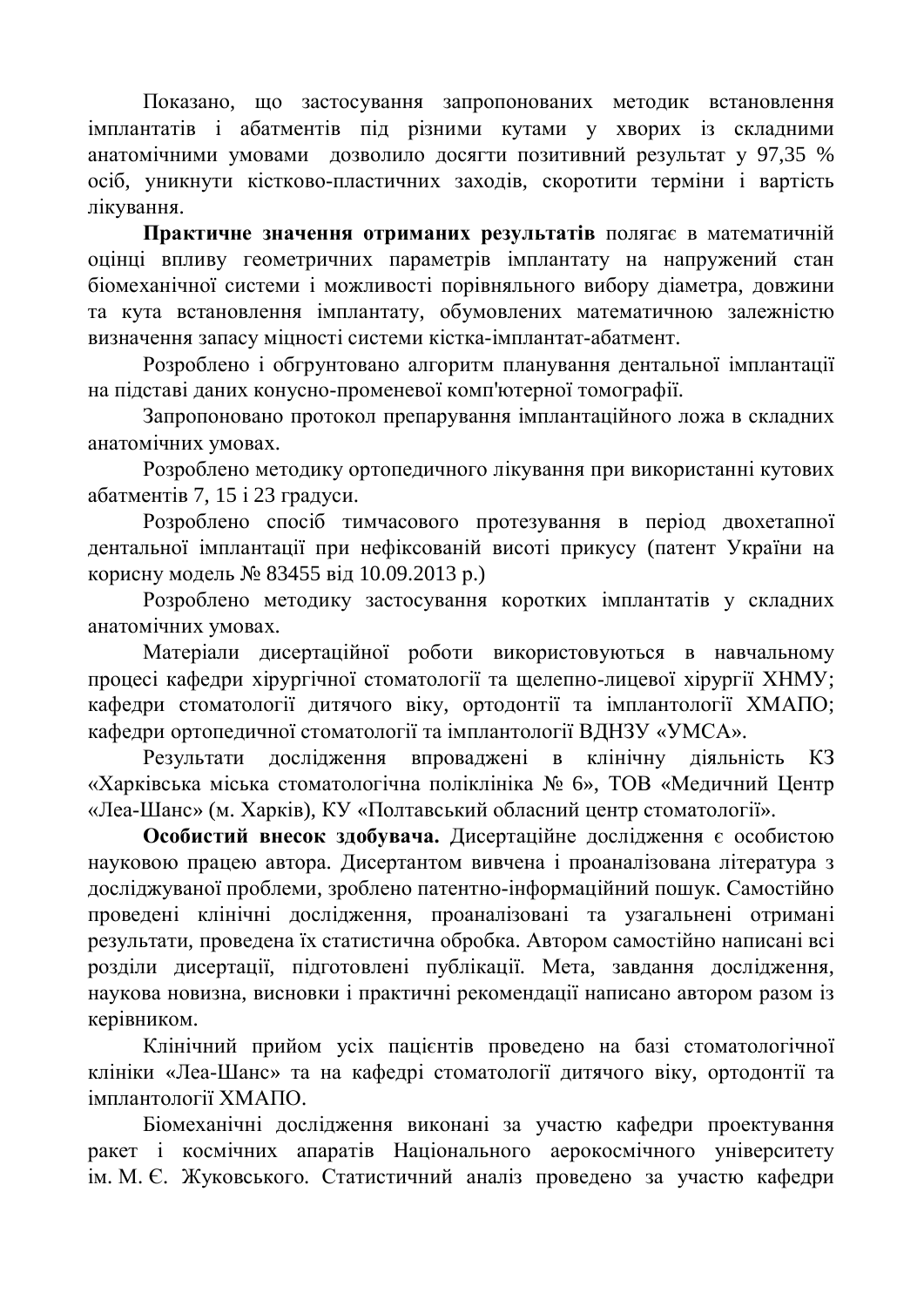Показано, що застосування запропонованих методик встановлення імплантатів і абатментів під різними кутами у хворих із складними анатомічними умовами дозволило досягти позитивний результат у 97,35 % осіб, уникнути кістково-пластичних заходів, скоротити терміни і вартість лікування.

**Практичне значення отриманих результатів** полягає в математичній оцінці впливу геометричних параметрів імплантату на напружений стан біомеханічної системи і можливості порівняльного вибору діаметра, довжини та кута встановлення імплантату, обумовлених математичною залежністю визначення запасу міцності системи кістка-імплантат-абатмент.

Розроблено і обгрунтовано алгоритм планування дентальної імплантації на підставі даних конусно-променевої комп'ютерної томографії.

Запропоновано протокол препарування імплантаційного ложа в складних анатомічних умовах.

Розроблено методику ортопедичного лікування при використанні кутових абатментів 7, 15 і 23 градуси.

Розроблено спосіб тимчасового протезування в період двохетапної дентальної імплантації при нефіксованій висоті прикусу (патент України на корисну модель № 83455 від 10.09.2013 р.)

Розроблено методику застосування коротких імплантатів у складних анатомічних умовах.

Матеріали дисертаційної роботи використовуються в навчальному процесі кафедри хірургічної стоматології та щелепно-лицевої хірургії ХНМУ; кафедри стоматології дитячого віку, ортодонтії та імплантології ХМАПО; кафедри ортопедичної стоматології та імплантології ВДНЗУ «УМСА».

Результати дослідження впроваджені в клінічну діяльність КЗ «Харківська міська стоматологічна поліклініка № 6», ТОВ «Медичний Центр «Леа-Шанс» (м. Харків), КУ «Полтавський обласний центр стоматології».

**Особистий внесок здобувача.** Дисертаційне дослідження є особистою науковою працею автора. Дисертантом вивчена і проаналізована література з досліджуваної проблеми, зроблено патентно-інформаційний пошук. Самостійно проведені клінічні дослідження, проаналізовані та узагальнені отримані результати, проведена їх статистична обробка. Автором самостійно написані всі розділи дисертації, підготовлені публікації. Мета, завдання дослідження, наукова новизна, висновки і практичні рекомендації написано автором разом із керівником.

Клінічний прийом усіх пацієнтів проведено на базі стоматологічної клініки «Леа-Шанс» та на кафедрі стоматології дитячого віку, ортодонтії та імплантології ХМАПО.

Біомеханічні дослідження виконані за участю кафедри проектування ракет і космічних апаратів Національного аерокосмічного університету ім. М. Є. Жуковського. Статистичний аналіз проведено за участю кафедри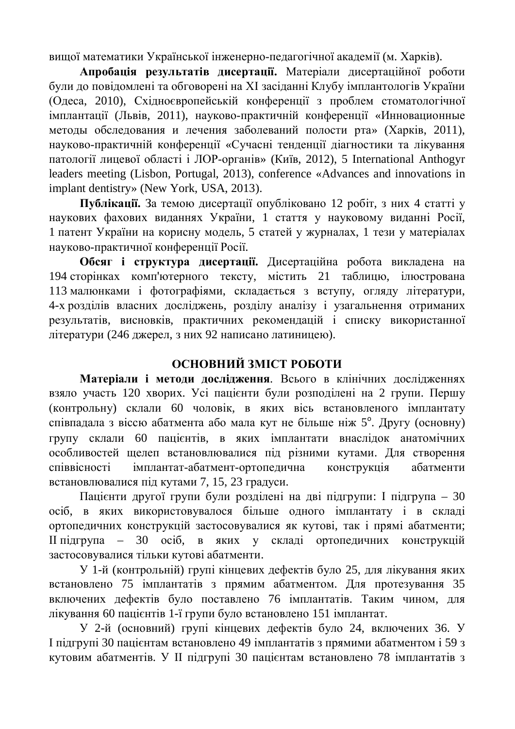вищої математики Української інженерно-педагогічної академії (м. Харків).

**Апробація результатів дисертації.** Матеріали дисертаційної роботи були до повідомлені та обговорені на XI засіданні Клубу імплантологів України (Одеса, 2010), Східноєвропейській конференції з проблем стоматологічної імплантації (Львів, 2011), науково-практичній конференції «Инновационные методы обследования и лечения заболеваний полости рта» (Харків, 2011), науково-практичній конференції «Сучасні тенденції діагностики та лікування патології лицевої області і ЛОР-органів» (Київ, 2012), 5 International Anthogyr leaders meeting (Lisbon, Portugal, 2013), conference «Advances and innovations in implant dentistry» (New York, USA, 2013).

**Публікації.** За темою дисертації опубліковано 12 робіт, з них 4 статті у наукових фахових виданнях України, 1 стаття у науковому виданні Росії, 1 патент України на корисну модель, 5 статей у журналах, 1 тези у матеріалах науково-практичної конференції Росії.

**Обсяг і структура дисертації.** Дисертаційна робота викладена на 194 сторінках комп'ютерного тексту, містить 21 таблицю, ілюстрована 113 малюнками і фотографіями, складається з вступу, огляду літератури, 4-х розділів власних досліджень, розділу аналізу і узагальнення отриманих результатів, висновків, практичних рекомендацій і списку використанної літератури (246 джерел, з них 92 написано латиницею).

## ОСНОВНИЙ ЗМІСТ РОБОТИ

**Матеріали і методи дослідження**. Всього в клінічних дослідженнях взяло участь 120 хворих. Усі пацієнти були розподілені на 2 групи. Першу (контрольну) склали 60 чоловік, в яких вісь встановленого імплантату співпадала з віссю абатмента або мала кут не більше ніж 5°. Другу (основну) групу склали 60 пацієнтів, в яких імплантати внаслідок анатомічних особливостей щелеп встановлювалися під різними кутами. Для створення співвісності імплантат-абатмент-ортопедична конструкція абатменти встановлювалися під кутами 7, 15, 23 градуси.

Пацієнти другої групи були розділені на дві підгрупи: I підгрупа – 30 осіб, в яких використовувалося більше одного імплантату і в складі ортопедичних конструкцій застосовувалися як кутові, так і прямі абатменти; II підгрупа – 30 осіб, в яких у складі ортопедичних конструкцій застосовувалися тільки кутові абатменти.

У 1-й (контрольній) групі кінцевих дефектів було 25, для лікування яких встановлено 75 імплантатів з прямим абатментом. Для протезування 35 включених дефектів було поставлено 76 імплантатів. Таким чином, для лікування 60 пацієнтів 1-ї групи було встановлено 151 імплантат.

У 2-й (основний) групі кінцевих дефектів було 24, включених 36. У I підгрупі 30 пацієнтам встановлено 49 імплантатів з прямими абатментом і 59 з кутовим абатментів. У II підгрупі 30 пацієнтам встановлено 78 імплантатів з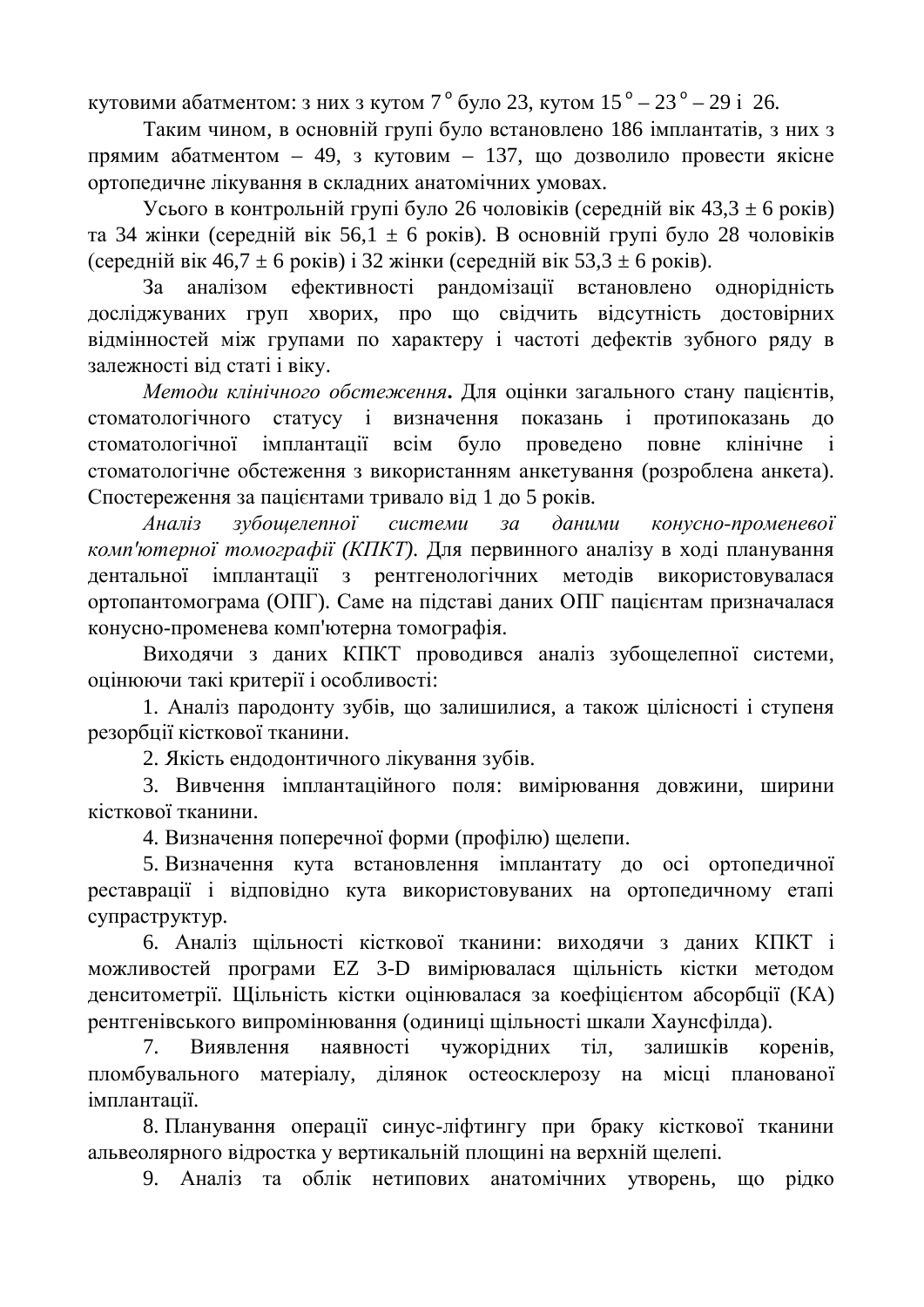кутовими абатментом: з них з кутом 7° було 23, кутом 15° – 23° – 29 і 26.

Таким чином, в основній групі було встановлено 186 імплантатів, з них з прямим абатментом – 49, з кутовим – 137, що дозволило провести якісне ортопедичне лікування в складних анатомічних умовах.

Усього в контрольній групі було 26 чоловіків (середній вік 43,3 ± 6 років) та 34 жінки (середній вік 56,1 ± 6 років). В основній групі було 28 чоловіків (середній вік 46,7 ± 6 років) і 32 жінки (середній вік 53,3 ± 6 років).

За аналізом ефективності рандомізації встановлено однорідність досліджуваних груп хворих, про що свідчить відсутність достовірних відмінностей між групами по характеру і частоті дефектів зубного ряду в залежності від статі і віку.

*Методи клінічного обстеження***.** Для оцінки загального стану пацієнтів, стоматологічного статусу і визначення показань і протипоказань до стоматологічної імплантації всім було проведено повне клінічне і стоматологічне обстеження з використанням анкетування (розроблена анкета). Спостереження за пацієнтами тривало від 1 до 5 років.

*Аналіз зубощелепної системи за даними конусно-променевої комп'ютерної томографії (КПКТ).* Для первинного аналізу в ході планування дентальної імплантації з рентгенологічних методів використовувалася ортопантомограма (ОПГ). Саме на підставі даних ОПГ пацієнтам призначалася конусно-променева комп'ютерна томографія.

Виходячи з даних КПКТ проводився аналіз зубощелепної системи, оцінюючи такі критерії і особливості:

1. Аналіз пародонту зубів, що залишилися, а також цілісності і ступеня резорбції кісткової тканини.
2. Якість ендодонтичного лікування зубів.
3. Вивчення імплантаційного поля: вимірювання довжини, ширини кісткової тканини.
4. Визначення поперечної форми (профілю) щелепи.
5. Визначення кута встановлення імплантату до осі ортопедичної реставрації і відповідно кута використовуваних на ортопедичному етапі супраструктур.
6. Аналіз щільності кісткової тканини: виходячи з даних КПКТ і можливостей програми EZ 3-D вимірювалася щільність кістки методом денситометрії. Щільність кістки оцінювалася за коефіцієнтом абсорбції (КА) рентгенівського випромінювання (одиниці щільності шкали Хаунсфілда).
7. Виявлення наявності чужорідних тіл, залишків коренів, пломбувального матеріалу, ділянок остеосклерозу на місці планованої імплантації.
8. Планування операції синус-ліфтингу при браку кісткової тканини альвеолярного відростка у вертикальній площині на верхній щелепі.
9. Аналіз та облік нетипових анатомічних утворень, що рідко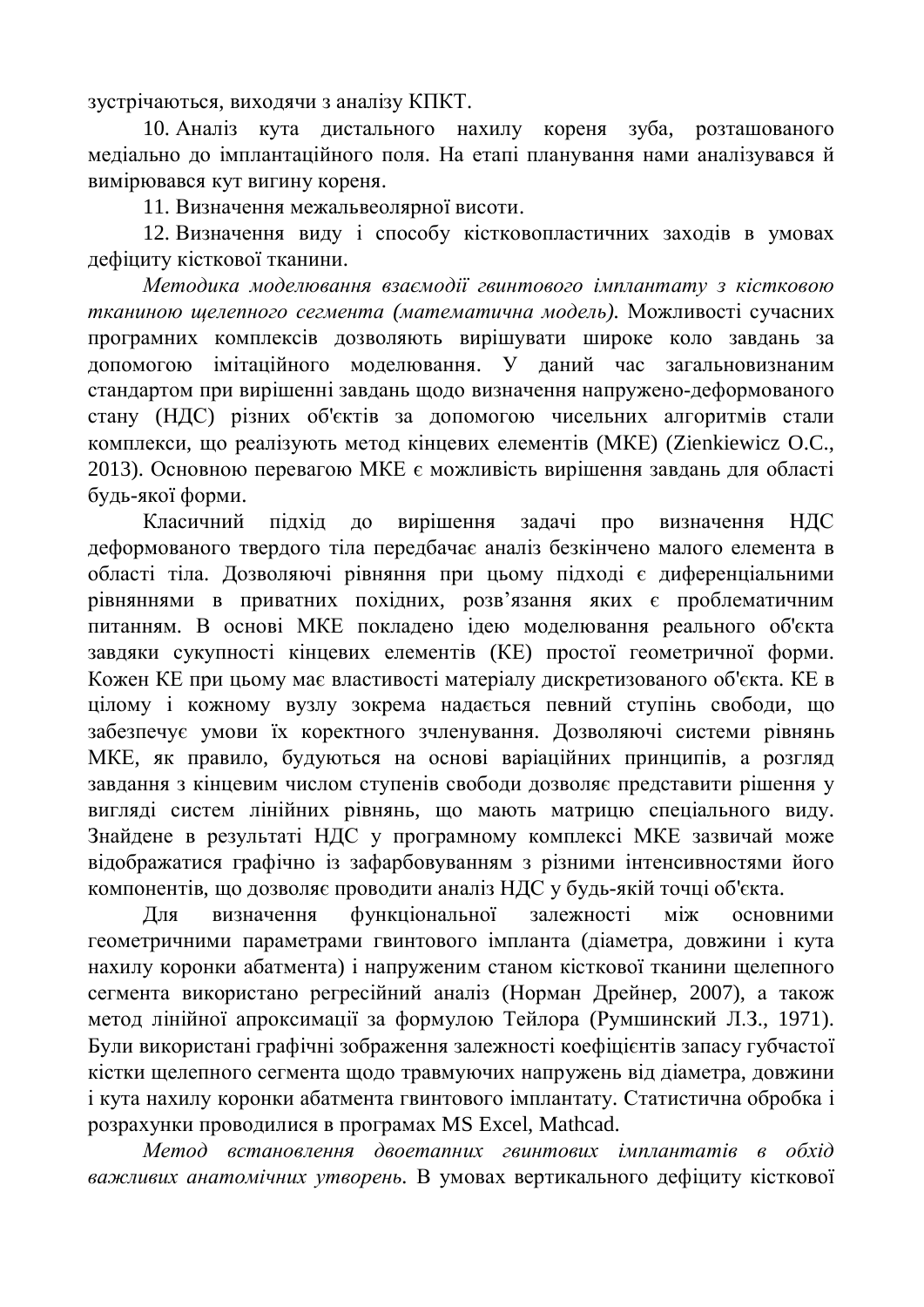зустрічаються, виходячи з аналізу КПКТ.

10. Аналіз кута дистального нахилу кореня зуба, розташованого медіально до імплантаційного поля. На етапі планування нами аналізувався й вимірювався кут вигину кореня.

11. Визначення межальвеолярної висоти.

12. Визначення виду і способу кістковопластичних заходів в умовах дефіциту кісткової тканини.

*Методика моделювання взаємодії гвинтового імплантату з кістковою тканиною щелепного сегмента (математична модель).* Можливості сучасних програмних комплексів дозволяють вирішувати широке коло завдань за допомогою імітаційного моделювання. У даний час загальновизнаним стандартом при вирішенні завдань щодо визначення напружено-деформованого стану (НДС) різних об'єктів за допомогою чисельних алгоритмів стали комплекси, що реалізують метод кінцевих елементів (МКЕ) (Zienkiewicz O.C., 2013). Основною перевагою МКЕ є можливість вирішення завдань для області будь-якої форми.

Класичний підхід до вирішення задачі про визначення НДС деформованого твердого тіла передбачає аналіз безкінечно малого елемента в області тіла. Дозволяючі рівняння при цьому підході є диференціальними рівняннями в приватних похідних, розв'язання яких є проблематичним питанням. В основі МКЕ покладено ідею моделювання реального об'єкта завдяки сукупності кінцевих елементів (КЕ) простої геометричної форми. Кожен КЕ при цьому має властивості матеріалу дискретизованого об'єкта. КЕ в цілому і кожному вузлу зокрема надається певний ступінь свободи, що забезпечує умови їх коректного зчленування. Дозволяючі системи рівнянь МКЕ, як правило, будуються на основі варіаційних принципів, а розгляд завдання з кінцевим числом ступенів свободи дозволяє представити рішення у вигляді систем лінійних рівнянь, що мають матрицю спеціального виду. Знайдене в результаті НДС у програмному комплексі МКЕ зазвичай може відображатися графічно із зафарбовуванням з різними інтенсивностями його компонентів, що дозволяє проводити аналіз НДС у будь-якій точці об'єкта.

Для визначення функціональної залежності між основними геометричними параметрами гвинтового імпланта (діаметра, довжини і кута нахилу коронки абатмента) і напруженим станом кісткової тканини щелепного сегмента використано регресійний аналіз (Норман Дрейнер, 2007), а також метод лінійної апроксимації за формулою Тейлора (Румшинский Л.З., 1971). Були використані графічні зображення залежності коефіцієнтів запасу губчастої кістки щелепного сегмента щодо травмуючих напружень від діаметра, довжини і кута нахилу коронки абатмента гвинтового імплантату. Статистична обробка і розрахунки проводилися в програмах MS Excel, Mathcad.

*Метод встановлення двоетапних гвинтових імплантатів в обхід важливих анатомічних утворень.* В умовах вертикального дефіциту кісткової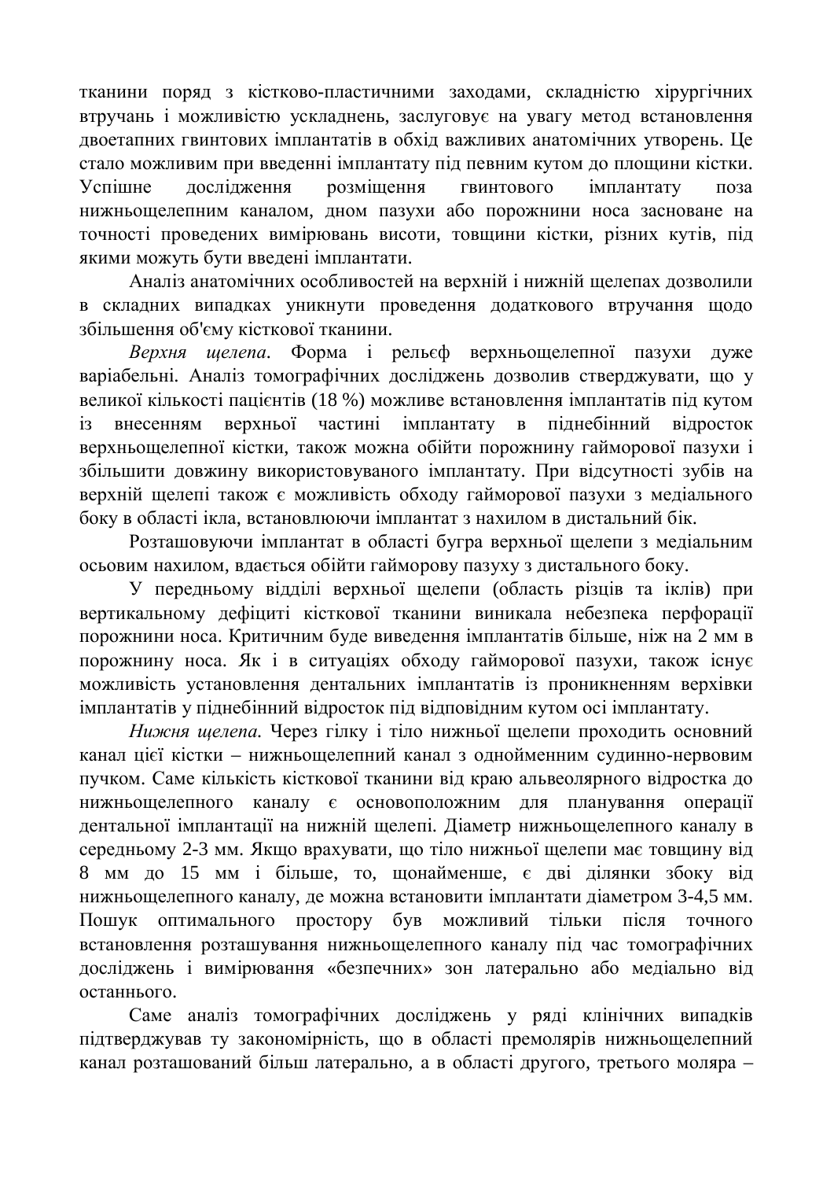тканини поряд з кістково-пластичними заходами, складністю хірургічних втручань і можливістю ускладнень, заслуговує на увагу метод встановлення двоетапних гвинтових імплантатів в обхід важливих анатомічних утворень. Це стало можливим при введенні імплантату під певним кутом до площини кістки. Успішне дослідження розміщення гвинтового імплантату поза нижньощелепним каналом, дном пазухи або порожнини носа засноване на точності проведених вимірювань висоти, товщини кістки, різних кутів, під якими можуть бути введені імплантати.

Аналіз анатомічних особливостей на верхній і нижній щелепах дозволили в складних випадках уникнути проведення додаткового втручання щодо збільшення об'єму кісткової тканини.

*Верхня щелепа*. Форма і рельєф верхньощелепної пазухи дуже варіабельні. Аналіз томографічних досліджень дозволив стверджувати, що у великої кількості пацієнтів (18 %) можливе встановлення імплантатів під кутом із внесенням верхньої частині імплантату в піднебінний відросток верхньощелепної кістки, також можна обійти порожнину гайморової пазухи і збільшити довжину використовуваного імплантату. При відсутності зубів на верхній щелепі також є можливість обходу гайморової пазухи з медіального боку в області ікла, встановлюючи імплантат з нахилом в дистальний бік.

Розташовуючи імплантат в області бугра верхньої щелепи з медіальним осьовим нахилом, вдається обійти гайморову пазуху з дистального боку.

У передньому відділі верхньої щелепи (область різців та іклів) при вертикальному дефіциті кісткової тканини виникала небезпека перфорації порожнини носа. Критичним буде виведення імплантатів більше, ніж на 2 мм в порожнину носа. Як і в ситуаціях обходу гайморової пазухи, також існує можливість установлення дентальних імплантатів із проникненням верхівки імплантатів у піднебінний відросток під відповідним кутом осі імплантату.

*Нижня щелепа.* Через гілку і тіло нижньої щелепи проходить основний канал цієї кістки – нижньощелепний канал з однойменним судинно-нервовим пучком. Саме кількість кісткової тканини від краю альвеолярного відростка до нижньощелепного каналу є основоположним для планування операції дентальної імплантації на нижній щелепі. Діаметр нижньощелепного каналу в середньому 2-3 мм. Якщо врахувати, що тіло нижньої щелепи має товщину від 8 мм до 15 мм і більше, то, щонайменше, є дві ділянки збоку від нижньощелепного каналу, де можна встановити імплантати діаметром 3-4,5 мм. Пошук оптимального простору був можливий тільки після точного встановлення розташування нижньощелепного каналу під час томографічних досліджень і вимірювання «безпечних» зон латерально або медіально від останнього.

Саме аналіз томографічних досліджень у ряді клінічних випадків підтверджував ту закономірність, що в області премолярів нижньощелепний канал розташований більш латерально, а в області другого, третього моляра –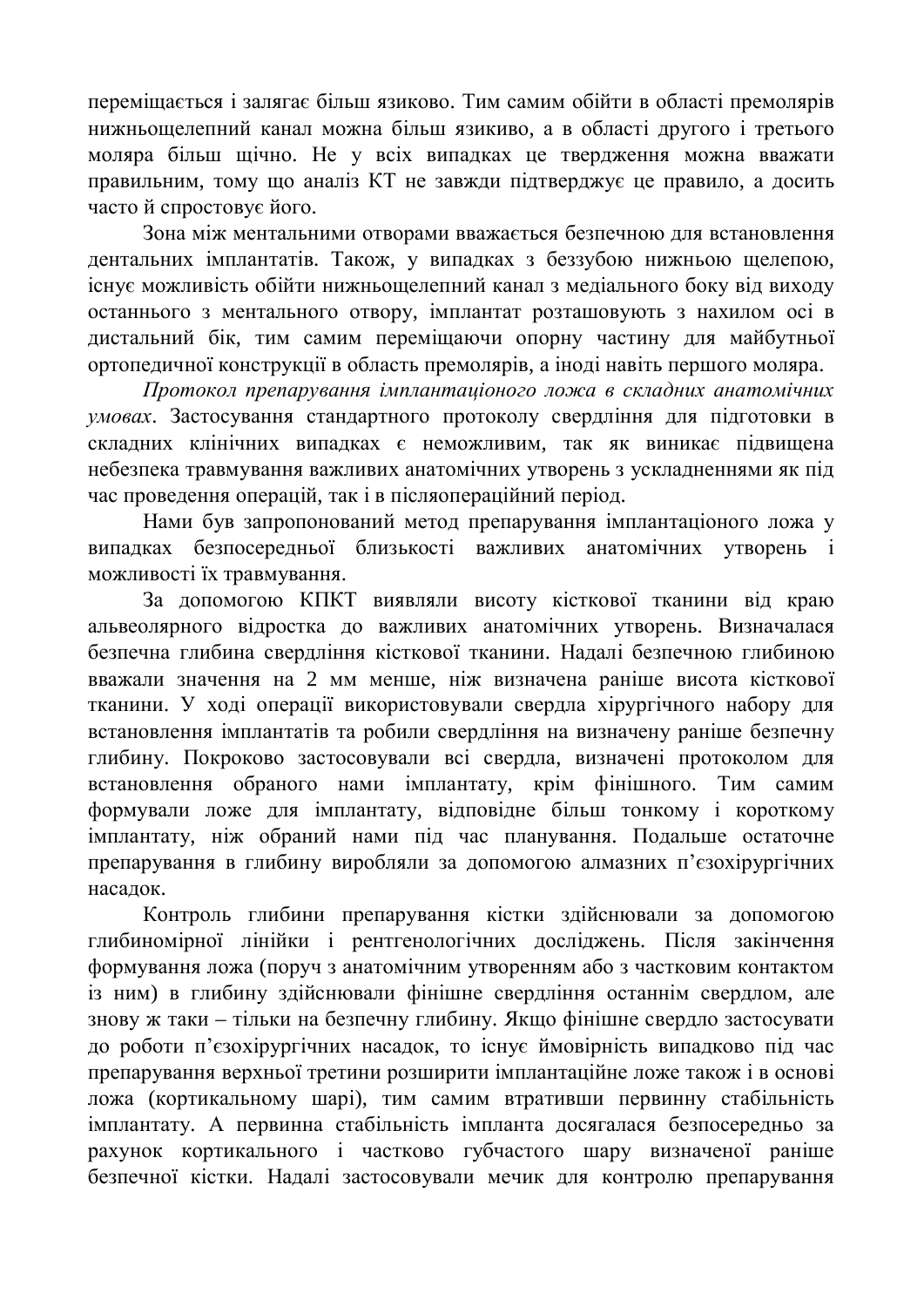переміщається і залягає більш язиково. Тим самим обійти в області премолярів нижньощелепний канал можна більш язикиво, а в області другого і третього моляра більш щічно. Не у всіх випадках це твердження можна вважати правильним, тому що аналіз КТ не завжди підтверджує це правило, а досить часто й спростовує його.

Зона між ментальними отворами вважається безпечною для встановлення дентальних імплантатів. Також, у випадках з беззубою нижньою щелепою, існує можливість обійти нижньощелепний канал з медіального боку від виходу останнього з ментального отвору, імплантат розташовують з нахилом осі в дистальний бік, тим самим переміщаючи опорну частину для майбутньої ортопедичної конструкції в область премолярів, а іноді навіть першого моляра.

*Протокол препарування імплантаціоного ложа в складних анатомічних умовах*. Застосування стандартного протоколу свердління для підготовки в складних клінічних випадках є неможливим, так як виникає підвищена небезпека травмування важливих анатомічних утворень з ускладненнями як під час проведення операцій, так і в післяопераційний період.

Нами був запропонований метод препарування імплантаціоного ложа у випадках безпосередньої близькості важливих анатомічних утворень і можливості їх травмування.

За допомогою КПКТ виявляли висоту кісткової тканини від краю альвеолярного відростка до важливих анатомічних утворень. Визначалася безпечна глибина свердління кісткової тканини. Надалі безпечною глибиною вважали значення на 2 мм менше, ніж визначена раніше висота кісткової тканини. У ході операції використовували свердла хірургічного набору для встановлення імплантатів та робили свердління на визначену раніше безпечну глибину. Покроково застосовували всі свердла, визначені протоколом для встановлення обраного нами імплантату, крім фінішного. Тим самим формували ложе для імплантату, відповідне більш тонкому і короткому імплантату, ніж обраний нами під час планування. Подальше остаточне препарування в глибину виробляли за допомогою алмазних п'єзохірургічних насадок.

Контроль глибини препарування кістки здійснювали за допомогою глибиномірної лінійки і рентгенологічних досліджень. Після закінчення формування ложа (поруч з анатомічним утворенням або з частковим контактом із ним) в глибину здійснювали фінішне свердління останнім свердлом, але знову ж таки – тільки на безпечну глибину. Якщо фінішне свердло застосувати до роботи п'єзохірургічних насадок, то існує ймовірність випадково під час препарування верхньої третини розширити імплантаційне ложе також і в основі ложа (кортикальному шарі), тим самим втративши первинну стабільність імплантату. А первинна стабільність імпланта досягалася безпосередньо за рахунок кортикального і частково губчастого шару визначеної раніше безпечної кістки. Надалі застосовували мечик для контролю препарування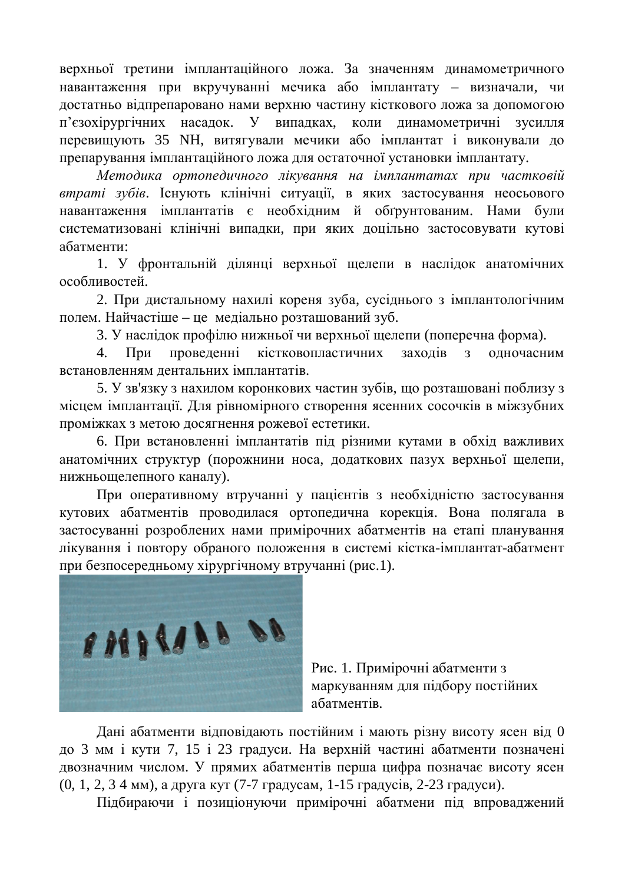верхньої третини імплантаційного ложа. За значенням динамометричного навантаження при вкручуванні мечика або імплантату – визначали, чи достатньо відпрепаровано нами верхню частину кісткового ложа за допомогою п'єзохірургічних насадок. У випадках, коли динамометричні зусилля перевищують 35 NH, витягували мечики або імплантат і виконували до препарування імплантаційного ложа для остаточної установки імплантату.

*Методика ортопедичного лікування на імплантатах при частковій втраті зубів*. Існують клінічні ситуації, в яких застосування неосьового навантаження імплантатів є необхідним й обґрунтованим. Нами були систематизовані клінічні випадки, при яких доцільно застосовувати кутові абатменти:

1. У фронтальній ділянці верхньої щелепи в наслідок анатомічних особливостей.
2. При дистальному нахилі кореня зуба, сусіднього з імплантологічним полем. Найчастіше – це медіально розташований зуб.
3. У наслідок профілю нижньої чи верхньої щелепи (поперечна форма).
4. При проведенні кістковопластичних заходів з одночасним встановленням дентальних імплантатів.
5. У зв'язку з нахилом коронкових частин зубів, що розташовані поблизу з місцем імплантації. Для рівномірного створення ясенних сосочків в міжзубних проміжках з метою досягнення рожевої естетики.
6. При встановленні імплантатів під різними кутами в обхід важливих анатомічних структур (порожнини носа, додаткових пазух верхньої щелепи, нижньощелепного каналу).

При оперативному втручанні у пацієнтів з необхідністю застосування кутових абатментів проводилася ортопедична корекція. Вона полягала в застосуванні розроблених нами примірочних абатментів на етапі планування лікування і повтору обраного положення в системі кістка-імплантат-абатмент при безпосередньому хірургічному втручанні (рис.1).

Рис. 1. Примірочні абатменти з маркуванням для підбору постійних абатментів.

Дані абатменти відповідають постійним і мають різну висоту ясен від 0 до 3 мм і кути 7, 15 і 23 градуси. На верхній частині абатменти позначені двозначним числом. У прямих абатментів перша цифра позначає висоту ясен (0, 1, 2, 3 4 мм), а друга кут (7-7 градусам, 1-15 градусів, 2-23 градуси).

Підбираючи і позиціонуючи примірочні абатмени під впроваджений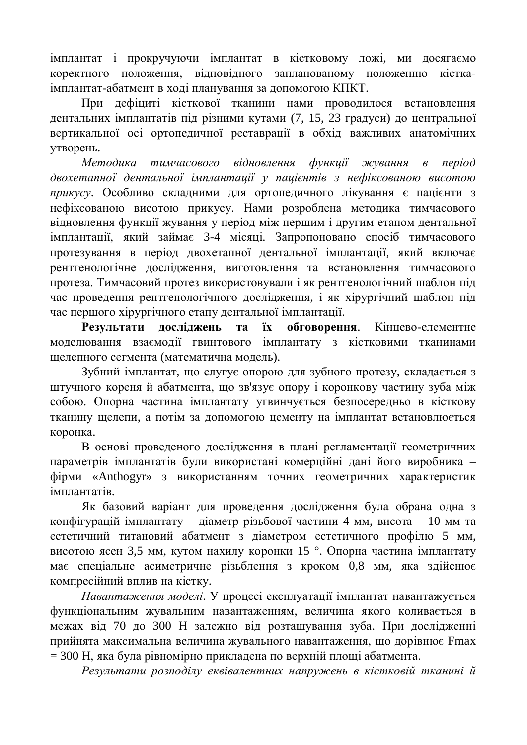імплантат і прокручуючи імплантат в кістковому ложі, ми досягаємо коректного положення, відповідного запланованому положенню кістка-імплантат-абатмент в ході планування за допомогою КПКТ.

При дефіциті кісткової тканини нами проводилося встановлення дентальних імплантатів під різними кутами (7, 15, 23 градуси) до центральної вертикальної осі ортопедичної реставрації в обхід важливих анатомічних утворень.

*Методика тимчасового відновлення функції жування в період двохетапної дентальної імплантації у пацієнтів з нефіксованою висотою прикусу*. Особливо складними для ортопедичного лікування є пацієнти з нефіксованою висотою прикусу. Нами розроблена методика тимчасового відновлення функції жування у період між першим і другим етапом дентальної імплантації, який займає 3-4 місяці. Запропоновано спосіб тимчасового протезування в період двохетапної дентальної імплантації, який включає рентгенологічне дослідження, виготовлення та встановлення тимчасового протеза. Тимчасовий протез використовували і як рентгенологічний шаблон під час проведення рентгенологічного дослідження, і як хірургічний шаблон під час першого хірургічного етапу дентальної імплантації.

**Результати досліджень та їх обговорення**. Кінцево-елементне моделювання взаємодії гвинтового імплантату з кістковими тканинами щелепного сегмента (математична модель).

Зубний імплантат, що слугує опорою для зубного протезу, складається з штучного кореня й абатмента, що зв'язує опору і коронкову частину зуба між собою. Опорна частина імплантату угвинчується безпосередньо в кісткову тканину щелепи, а потім за допомогою цементу на імплантат встановлюється коронка.

В основі проведеного дослідження в плані регламентації геометричних параметрів імплантатів були використані комерційні дані його виробника – фірми «Anthogyr» з використанням точних геометричних характеристик імплантатів.

Як базовий варіант для проведення дослідження була обрана одна з конфігурацій імплантату – діаметр різьбової частини 4 мм, висота – 10 мм та естетичний титановий абатмент з діаметром естетичного профілю 5 мм, висотою ясен 3,5 мм, кутом нахилу коронки 15 °. Опорна частина імплантату має спеціальне асиметричне різьблення з кроком 0,8 мм, яка здійснює компресійний вплив на кістку.

*Навантаження моделі*. У процесі експлуатації імплантат навантажується функціональним жувальним навантаженням, величина якого коливається в межах від 70 до 300 Н залежно від розташування зуба. При дослідженні прийнята максимальна величина жувального навантаження, що дорівнює $F_{max}$ = 300 Н, яка була рівномірно прикладена по верхній площі абатмента.

*Результати розподілу еквівалентних напружень в кістковій тканині й*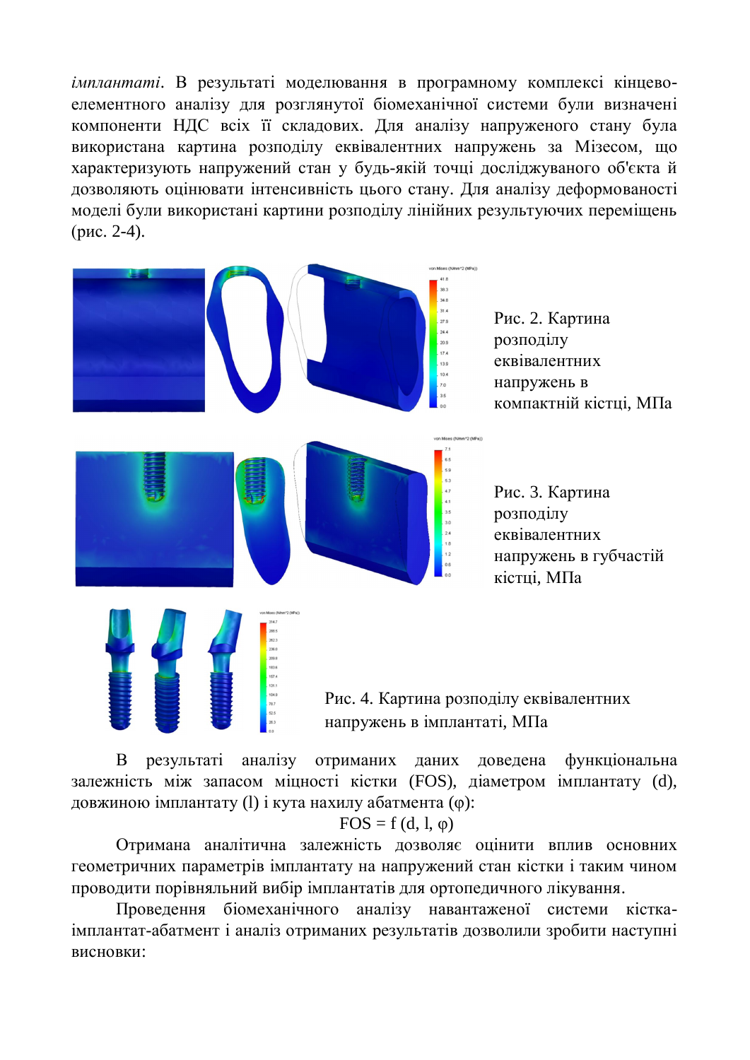*імплантаті*. В результаті моделювання в програмному комплексі кінцево-елементного аналізу для розглянутої біомеханічної системи були визначені компоненти НДС всіх її складових. Для аналізу напруженого стану була використана картина розподілу еквівалентних напружень за Мізесом, що характеризують напружений стан у будь-якій точці досліджуваного об'єкта й дозволяють оцінювати інтенсивність цього стану. Для аналізу деформованості моделі були використані картини розподілу лінійних результуючих переміщень (рис. 2-4).

Рис. 2. Картина розподілу еквівалентних напружень в компактній кістці, МПа

Рис. 3. Картина розподілу еквівалентних напружень в губчастій кістці, МПа

Рис. 4. Картина розподілу еквівалентних напружень в імплантаті, МПа

В результаті аналізу отриманих даних доведена функціональна залежність між запасом міцності кістки (FOS), діаметром імплантату (d), довжиною імплантату (l) і кута нахилу абатмента (φ):

$$FOS = f\,(d,\ l,\ \varphi)$$

Отримана аналітична залежність дозволяє оцінити вплив основних геометричних параметрів імплантату на напружений стан кістки і таким чином проводити порівняльний вибір імплантатів для ортопедичного лікування.

Проведення біомеханічного аналізу навантаженої системи кістка-імплантат-абатмент і аналіз отриманих результатів дозволили зробити наступні висновки: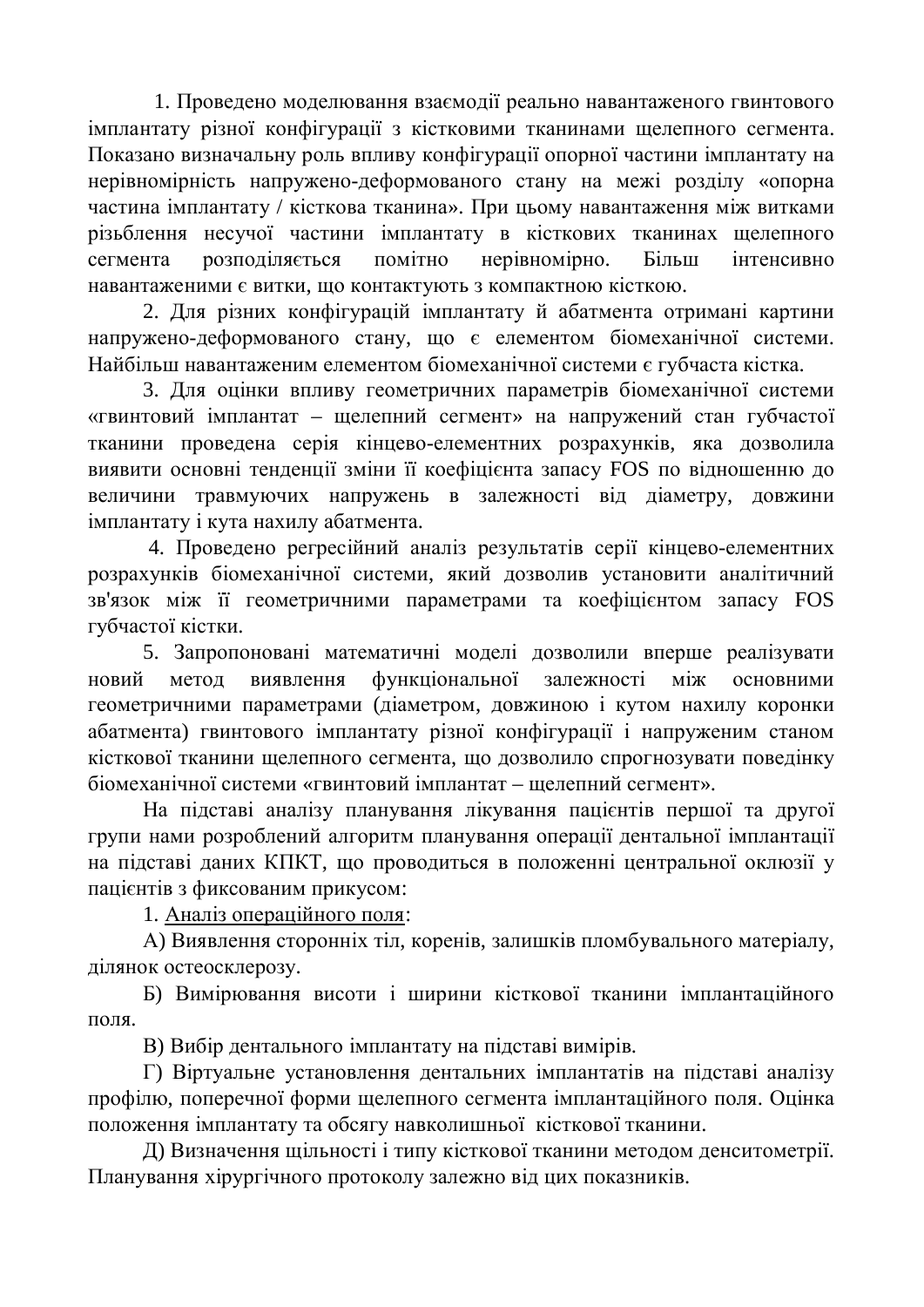1. Проведено моделювання взаємодії реально навантаженого гвинтового імплантату різної конфігурації з кістковими тканинами щелепного сегмента. Показано визначальну роль впливу конфігурації опорної частини імплантату на нерівномірність напружено-деформованого стану на межі розділу «опорна частина імплантату / кісткова тканина». При цьому навантаження між витками різьблення несучої частини імплантату в кісткових тканинах щелепного сегмента розподіляється помітно нерівномірно. Більш інтенсивно навантаженими є витки, що контактують з компактною кісткою.

2. Для різних конфігурацій імплантату й абатмента отримані картини напружено-деформованого стану, що є елементом біомеханічної системи. Найбільш навантаженим елементом біомеханічної системи є губчаста кістка.

3. Для оцінки впливу геометричних параметрів біомеханічної системи «гвинтовий імплантат – щелепний сегмент» на напружений стан губчастої тканини проведена серія кінцево-елементних розрахунків, яка дозволила виявити основні тенденції зміни її коефіцієнта запасу FOS по відношенню до величини травмуючих напружень в залежності від діаметру, довжини імплантату і кута нахилу абатмента.

4. Проведено регресійний аналіз результатів серії кінцево-елементних розрахунків біомеханічної системи, який дозволив установити аналітичний зв'язок між її геометричними параметрами та коефіцієнтом запасу FOS губчастої кістки.

5. Запропоновані математичні моделі дозволили вперше реалізувати новий метод виявлення функціональної залежності між основними геометричними параметрами (діаметром, довжиною і кутом нахилу коронки абатмента) гвинтового імплантату різної конфігурації і напруженим станом кісткової тканини щелепного сегмента, що дозволило спрогнозувати поведінку біомеханічної системи «гвинтовий імплантат – щелепний сегмент».

На підставі аналізу планування лікування пацієнтів першої та другої групи нами розроблений алгоритм планування операції дентальної імплантації на підставі даних КПКТ, що проводиться в положенні центральної оклюзії у пацієнтів з фиксованим прикусом:

1. <u>Аналіз операційного поля</u>:

А) Виявлення сторонніх тіл, коренів, залишків пломбувального матеріалу, ділянок остеосклерозу.

Б) Вимірювання висоти і ширини кісткової тканини імплантаційного поля.

В) Вибір дентального імплантату на підставі вимірів.

Г) Віртуальне установлення дентальних імплантатів на підставі аналізу профілю, поперечної форми щелепного сегмента імплантаційного поля. Оцінка положення імплантату та обсягу навколишньої кісткової тканини.

Д) Визначення щільності і типу кісткової тканини методом денситометрії. Планування хірургічного протоколу залежно від цих показників.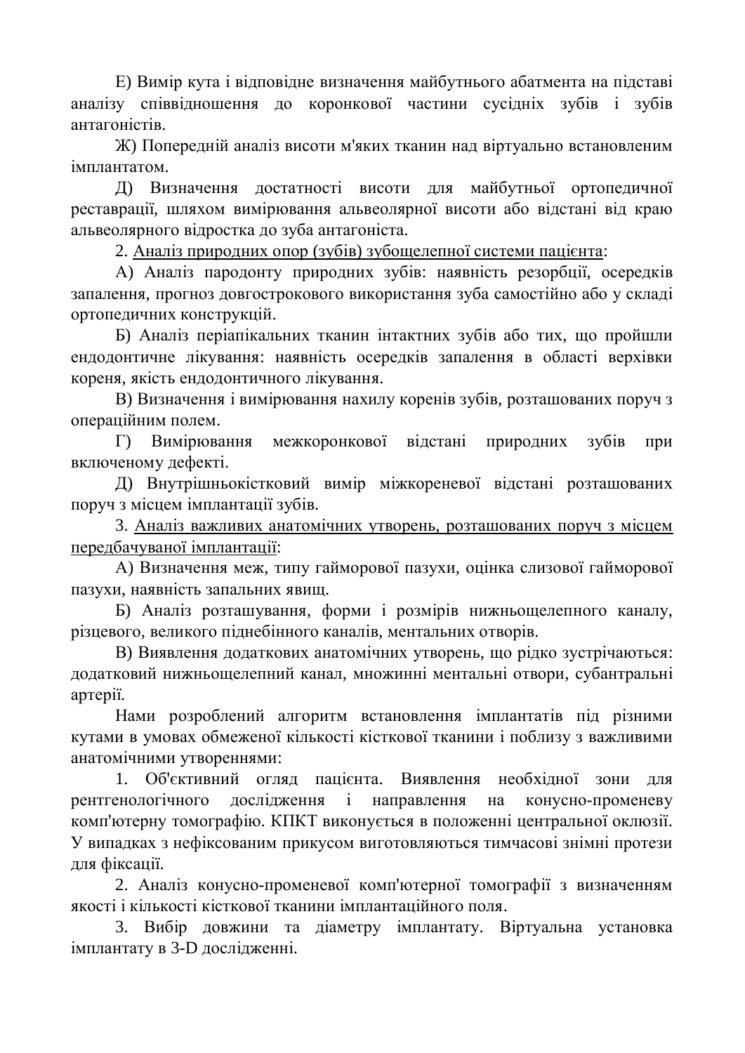Е) Вимір кута і відповідне визначення майбутнього абатмента на підставі аналізу співвідношення до коронкової частини сусідніх зубів і зубів антагоністів.

Ж) Попередній аналіз висоти м'яких тканин над віртуально встановленим імплантатом.

Д) Визначення достатності висоти для майбутньої ортопедичної реставрації, шляхом вимірювання альвеолярної висоти або відстані від краю альвеолярного відростка до зуба антагоніста.

2. <u>Аналіз природних опор (зубів) зубощелепної системи пацієнта</u>:

А) Аналіз пародонту природних зубів: наявність резорбції, осередків запалення, прогноз довгострокового використання зуба самостійно або у складі ортопедичних конструкцій.

Б) Аналіз періапікальних тканин інтактних зубів або тих, що пройшли ендодонтичне лікування: наявність осередків запалення в області верхівки кореня, якість ендодонтичного лікування.

В) Визначення і вимірювання нахилу коренів зубів, розташованих поруч з операційним полем.

Г) Вимірювання межкоронкової відстані природних зубів при включеному дефекті.

Д) Внутрішньокістковий вимір міжкореневої відстані розташованих поруч з місцем імплантації зубів.

3. <u>Аналіз важливих анатомічних утворень, розташованих поруч з місцем передбачуваної імплантації</u>:

А) Визначення меж, типу гайморової пазухи, оцінка слизової гайморової пазухи, наявність запальних явищ.

Б) Аналіз розташування, форми і розмірів нижньощелепного каналу, різцевого, великого піднебінного каналів, ментальних отворів.

В) Виявлення додаткових анатомічних утворень, що рідко зустрічаються: додатковий нижньощелепний канал, множинні ментальні отвори, субантральні артерії.

Нами розроблений алгоритм встановлення імплантатів під різними кутами в умовах обмеженої кількості кісткової тканини і поблизу з важливими анатомічними утвореннями:

1. Об'єктивний огляд пацієнта. Виявлення необхідної зони для рентгенологічного дослідження і направлення на конусно-променеву комп'ютерну томографію. КПКТ виконується в положенні центральної оклюзії. У випадках з нефіксованим прикусом виготовляються тимчасові знімні протези для фіксації.

2. Аналіз конусно-променевої комп'ютерної томографії з визначенням якості і кількості кісткової тканини імплантаційного поля.

3. Вибір довжини та діаметру імплантату. Віртуальна установка імплантату в 3-D дослідженні.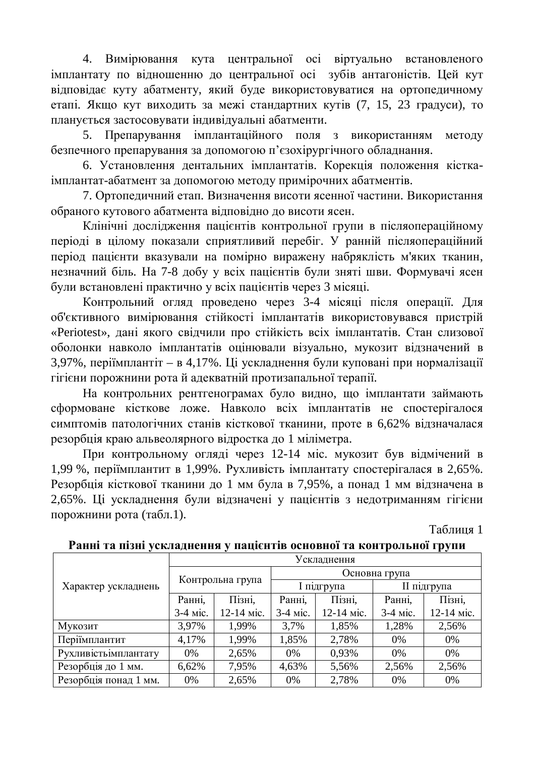4. Вимірювання кута центральної осі віртуально встановленого імплантату по відношенню до центральної осі зубів антагоністів. Цей кут відповідає куту абатменту, який буде використовуватися на ортопедичному етапі. Якщо кут виходить за межі стандартних кутів (7, 15, 23 градуси), то планується застосовувати індивідуальні абатменти.

5. Препарування імплантаційного поля з використанням методу безпечного препарування за допомогою п'єзохірургічного обладнання.

6. Установлення дентальних імплантатів. Корекція положення кістка-імплантат-абатмент за допомогою методу примірочних абатментів.

7. Ортопедичний етап. Визначення висоти ясенної частини. Використання обраного кутового абатмента відповідно до висоти ясен.

Клінічні дослідження пацієнтів контрольної групи в післяопераційному періоді в цілому показали сприятливий перебіг. У ранній післяопераційний період пацієнти вказували на помірно виражену набряклість м'яких тканин, незначний біль. На 7-8 добу у всіх пацієнтів були зняті шви. Формувачі ясен були встановлені практично у всіх пацієнтів через 3 місяці.

Контрольний огляд проведено через 3-4 місяці після операції. Для об'єктивного вимірювання стійкості імплантатів використовувався пристрій «Periotest», дані якого свідчили про стійкість всіх імплантатів. Стан слизової оболонки навколо імплантатів оцінювали візуально, мукозит відзначений в 3,97%, періімплантіт – в 4,17%. Ці ускладнення були куповані при нормалізації гігієни порожнини рота й адекватній протизапальної терапії.

На контрольних рентгенограмах було видно, що імплантати займають сформоване кісткове ложе. Навколо всіх імплантатів не спостерігалося симптомів патологічних станів кісткової тканини, проте в 6,62% відзначалася резорбція краю альвеолярного відростка до 1 міліметра.

При контрольному огляді через 12-14 міс. мукозит був відмічений в 1,99 %, періімплантит в 1,99%. Рухливість імплантату спостерігалася в 2,65%. Резорбція кісткової тканини до 1 мм була в 7,95%, а понад 1 мм відзначена в 2,65%. Ці ускладнення були відзначені у пацієнтів з недотриманням гігієни порожнини рота (табл.1).

Таблиця 1

**Ранні та пізні ускладнення у пацієнтів основної та контрольної групи**

| Характер ускладнень | Ускладнення | | | | | |
|---|---|---|---|---|---|---|
| | Контрольна група | | Основна група | | | |
| | | | I підгрупа | | II підгрупа | |
| | Ранні, 3-4 міс. | Пізні, 12-14 міс. | Ранні, 3-4 міс. | Пізні, 12-14 міс. | Ранні, 3-4 міс. | Пізні, 12-14 міс. |
| Мукозит | 3,97% | 1,99% | 3,7% | 1,85% | 1,28% | 2,56% |
| Періімплантит | 4,17% | 1,99% | 1,85% | 2,78% | 0% | 0% |
| Рухливістьімплантату | 0% | 2,65% | 0% | 0,93% | 0% | 0% |
| Резорбція до 1 мм. | 6,62% | 7,95% | 4,63% | 5,56% | 2,56% | 2,56% |
| Резорбція понад 1 мм. | 0% | 2,65% | 0% | 2,78% | 0% | 0% |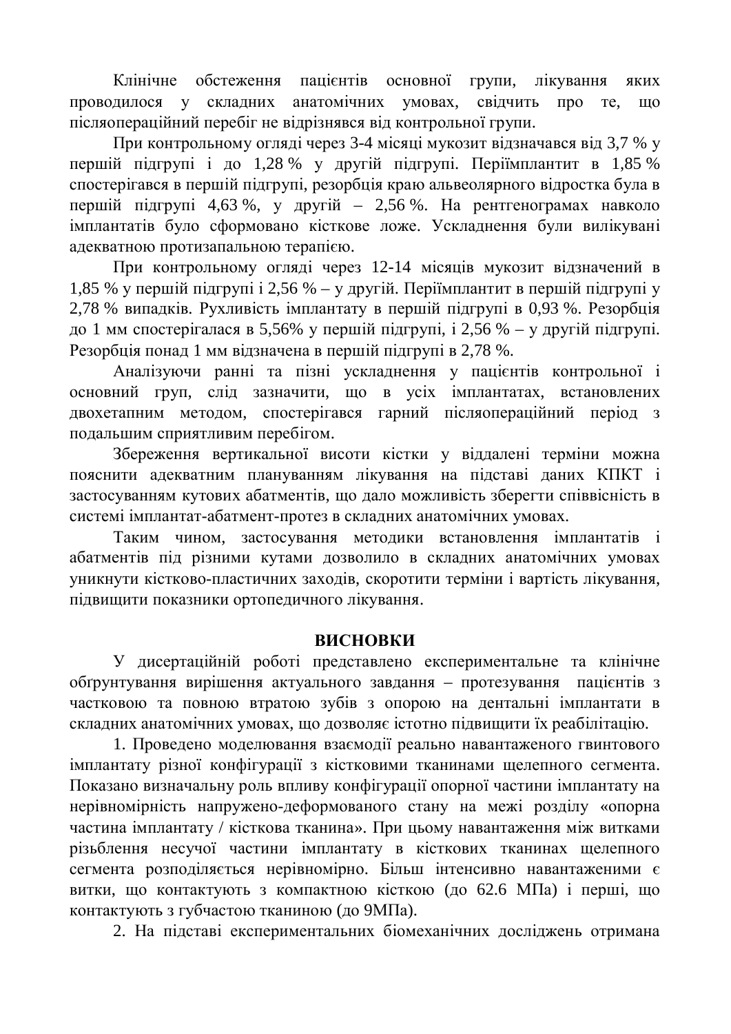Клінічне обстеження пацієнтів основної групи, лікування яких проводилося у складних анатомічних умовах, свідчить про те, що післяопераційний перебіг не відрізнявся від контрольної групи.

При контрольному огляді через 3-4 місяці мукозит відзначався від 3,7 % у першій підгрупі і до 1,28 % у другій підгрупі. Періімплантит в 1,85 % спостерігався в першій підгрупі, резорбція краю альвеолярного відростка була в першій підгрупі 4,63 %, у другій – 2,56 %. На рентгенограмах навколо імплантатів було сформовано кісткове ложе. Ускладнення були вилікувані адекватною протизапальною терапією.

При контрольному огляді через 12-14 місяців мукозит відзначений в 1,85 % у першій підгрупі і 2,56 % – у другій. Періімплантит в першій підгрупі у 2,78 % випадків. Рухливість імплантату в першій підгрупі в 0,93 %. Резорбція до 1 мм спостерігалася в 5,56% у першій підгрупі, і 2,56 % – у другій підгрупі. Резорбція понад 1 мм відзначена в першій підгрупі в 2,78 %.

Аналізуючи ранні та пізні ускладнення у пацієнтів контрольної і основний груп, слід зазначити, що в усіх імплантатах, встановлених двохетапним методом, спостерігався гарний післяопераційний період з подальшим сприятливим перебігом.

Збереження вертикальної висоти кістки у віддалені терміни можна пояснити адекватним плануванням лікування на підставі даних КПКТ і застосуванням кутових абатментів, що дало можливість зберегти співвісність в системі імплантат-абатмент-протез в складних анатомічних умовах.

Таким чином, застосування методики встановлення імплантатів і абатментів під різними кутами дозволило в складних анатомічних умовах уникнути кістково-пластичних заходів, скоротити терміни і вартість лікування, підвищити показники ортопедичного лікування.

## ВИСНОВКИ

У дисертаційній роботі представлено експериментальне та клінічне обґрунтування вирішення актуального завдання – протезування пацієнтів з частковою та повною втратою зубів з опорою на дентальні імплантати в складних анатомічних умовах, що дозволяє істотно підвищити їх реабілітацію.

1. Проведено моделювання взаємодії реально навантаженого гвинтового імплантату різної конфігурації з кістковими тканинами щелепного сегмента. Показано визначальну роль впливу конфігурації опорної частини імплантату на нерівномірність напружено-деформованого стану на межі розділу «опорна частина імплантату / кісткова тканина». При цьому навантаження між витками різьблення несучої частини імплантату в кісткових тканинах щелепного сегмента розподіляється нерівномірно. Більш інтенсивно навантаженими є витки, що контактують з компактною кісткою (до 62.6 МПа) і перші, що контактують з губчастою тканиною (до 9МПа).

2. На підставі експериментальних біомеханічних досліджень отримана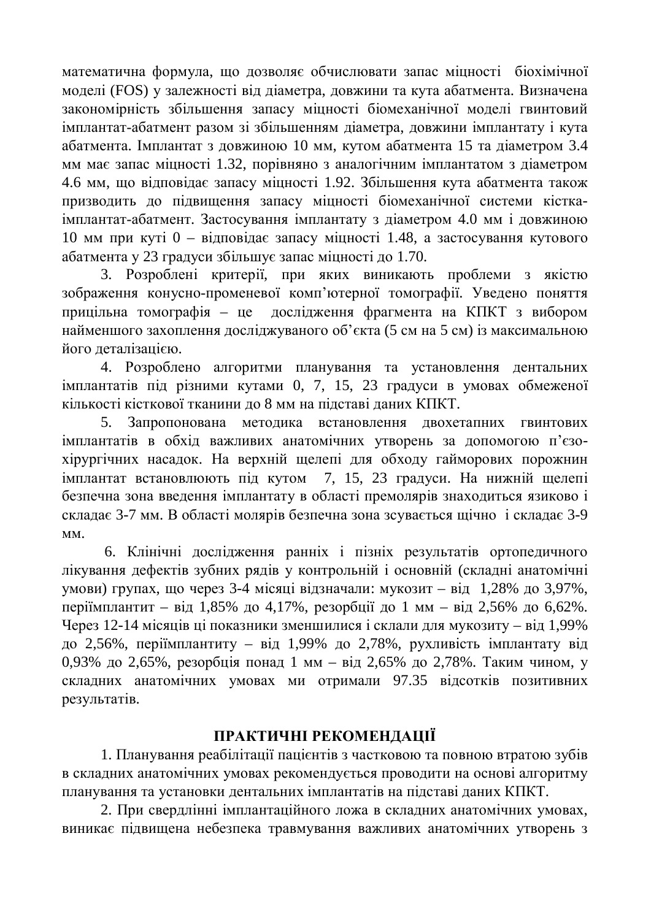математична формула, що дозволяє обчислювати запас міцності біохімічної моделі (FOS) у залежності від діаметра, довжини та кута абатмента. Визначена закономірність збільшення запасу міцності біомеханічної моделі гвинтовий імплантат-абатмент разом зі збільшенням діаметра, довжини імплантату і кута абатмента. Імплантат з довжиною 10 мм, кутом абатмента 15 та діаметром 3.4 мм має запас міцності 1.32, порівняно з аналогічним імплантатом з діаметром 4.6 мм, що відповідає запасу міцності 1.92. Збільшення кута абатмента також призводить до підвищення запасу міцності біомеханічної системи кістка-імплантат-абатмент. Застосування імплантату з діаметром 4.0 мм і довжиною 10 мм при куті 0 – відповідає запасу міцності 1.48, а застосування кутового абатмента у 23 градуси збільшує запас міцності до 1.70.

3. Розроблені критерії, при яких виникають проблеми з якістю зображення конусно-променевої комп'ютерної томографії. Уведено поняття прицільна томографія – це дослідження фрагмента на КПКТ з вибором найменшого захоплення досліджуваного об'єкта (5 см на 5 см) із максимальною його деталізацією.

4. Розроблено алгоритми планування та установлення дентальних імплантатів під різними кутами 0, 7, 15, 23 градуси в умовах обмеженої кількості кісткової тканини до 8 мм на підставі даних КПКТ.

5. Запропонована методика встановлення двохетапних гвинтових імплантатів в обхід важливих анатомічних утворень за допомогою п'єзо-хірургічних насадок. На верхній щелепі для обходу гайморових порожнин імплантат встановлюють під кутом 7, 15, 23 градуси. На нижній щелепі безпечна зона введення імплантату в області премолярів знаходиться язиково і складає 3-7 мм. В області молярів безпечна зона зсувається щічно і складає 3-9 мм.

6. Клінічні дослідження ранніх і пізніх результатів ортопедичного лікування дефектів зубних рядів у контрольній і основній (складні анатомічні умови) групах, що через 3-4 місяці відзначали: мукозит – від 1,28% до 3,97%, періімплантит – від 1,85% до 4,17%, резорбції до 1 мм – від 2,56% до 6,62%. Через 12-14 місяців ці показники зменшилися і склали для мукозиту – від 1,99% до 2,56%, періімплантиту – від 1,99% до 2,78%, рухливість імплантату від 0,93% до 2,65%, резорбція понад 1 мм – від 2,65% до 2,78%. Таким чином, у складних анатомічних умовах ми отримали 97.35 відсотків позитивних результатів.

## ПРАКТИЧНІ РЕКОМЕНДАЦІЇ

1. Планування реабілітації пацієнтів з частковою та повною втратою зубів в складних анатомічних умовах рекомендується проводити на основі алгоритму планування та установки дентальних імплантатів на підставі даних КПКТ.

2. При свердлінні імплантаційного ложа в складних анатомічних умовах, виникає підвищена небезпека травмування важливих анатомічних утворень з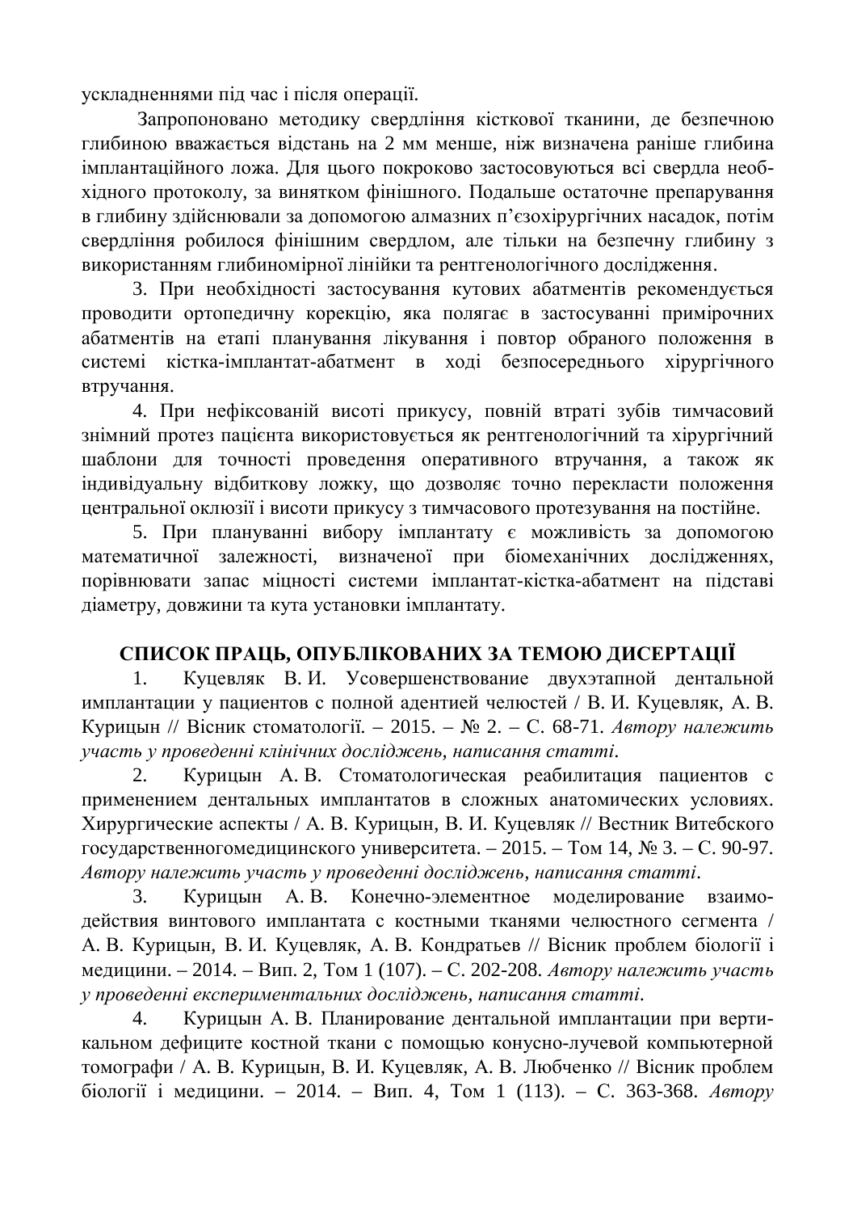ускладненнями під час і після операції.

Запропоновано методику свердління кісткової тканини, де безпечною глибиною вважається відстань на 2 мм менше, ніж визначена раніше глибина імплантаційного ложа. Для цього покроково застосовуються всі свердла необхідного протоколу, за винятком фінішного. Подальше остаточне препарування в глибину здійснювали за допомогою алмазних п'єзохірургічних насадок, потім свердління робилося фінішним свердлом, але тільки на безпечну глибину з використанням глибиномірної лінійки та рентгенологічного дослідження.

3. При необхідності застосування кутових абатментів рекомендується проводити ортопедичну корекцію, яка полягає в застосуванні примірочних абатментів на етапі планування лікування і повтор обраного положення в системі кістка-імплантат-абатмент в ході безпосереднього хірургічного втручання.

4. При нефіксованій висоті прикусу, повній втраті зубів тимчасовий знімний протез пацієнта використовується як рентгенологічний та хірургічний шаблони для точності проведення оперативного втручання, а також як індивідуальну відбиткову ложку, що дозволяє точно перекласти положення центральної оклюзії і висоти прикусу з тимчасового протезування на постійне.

5. При плануванні вибору імплантату є можливість за допомогою математичної залежності, визначеної при біомеханічних дослідженнях, порівнювати запас міцності системи імплантат-кістка-абатмент на підставі діаметру, довжини та кута установки імплантату.

## СПИСОК ПРАЦЬ, ОПУБЛІКОВАНИХ ЗА ТЕМОЮ ДИСЕРТАЦІЇ

1. Куцевляк В. И. Усовершенствование двухэтапной дентальной имплантации у пациентов с полной адентией челюстей / В. И. Куцевляк, А. В. Курицын // Вісник стоматології. – 2015. – № 2. – С. 68-71. *Автору належить участь у проведенні клінічних досліджень, написання статті.*

2. Курицын А. В. Стоматологическая реабилитация пациентов с применением дентальных имплантатов в сложных анатомических условиях. Хирургические аспекты / А. В. Курицын, В. И. Куцевляк // Вестник Витебского государственногомедицинского университета. – 2015. – Том 14, № 3. – С. 90-97. *Автору належить участь у проведенні досліджень, написання статті.*

3. Курицын А. В. Конечно-элементное моделирование взаимодействия винтового имплантата с костными тканями челюстного сегмента / А. В. Курицын, В. И. Куцевляк, А. В. Кондратьев // Вісник проблем біології і медицини. – 2014. – Вип. 2, Том 1 (107). – С. 202-208. *Автору належить участь у проведенні експериментальних досліджень, написання статті.*

4. Курицын А. В. Планирование дентальной имплантации при вертикальном дефиците костной ткани с помощью конусно-лучевой компьютерной томографи / А. В. Курицын, В. И. Куцевляк, А. В. Любченко // Вісник проблем біології і медицини. – 2014. – Вип. 4, Том 1 (113). – С. 363-368. *Автору*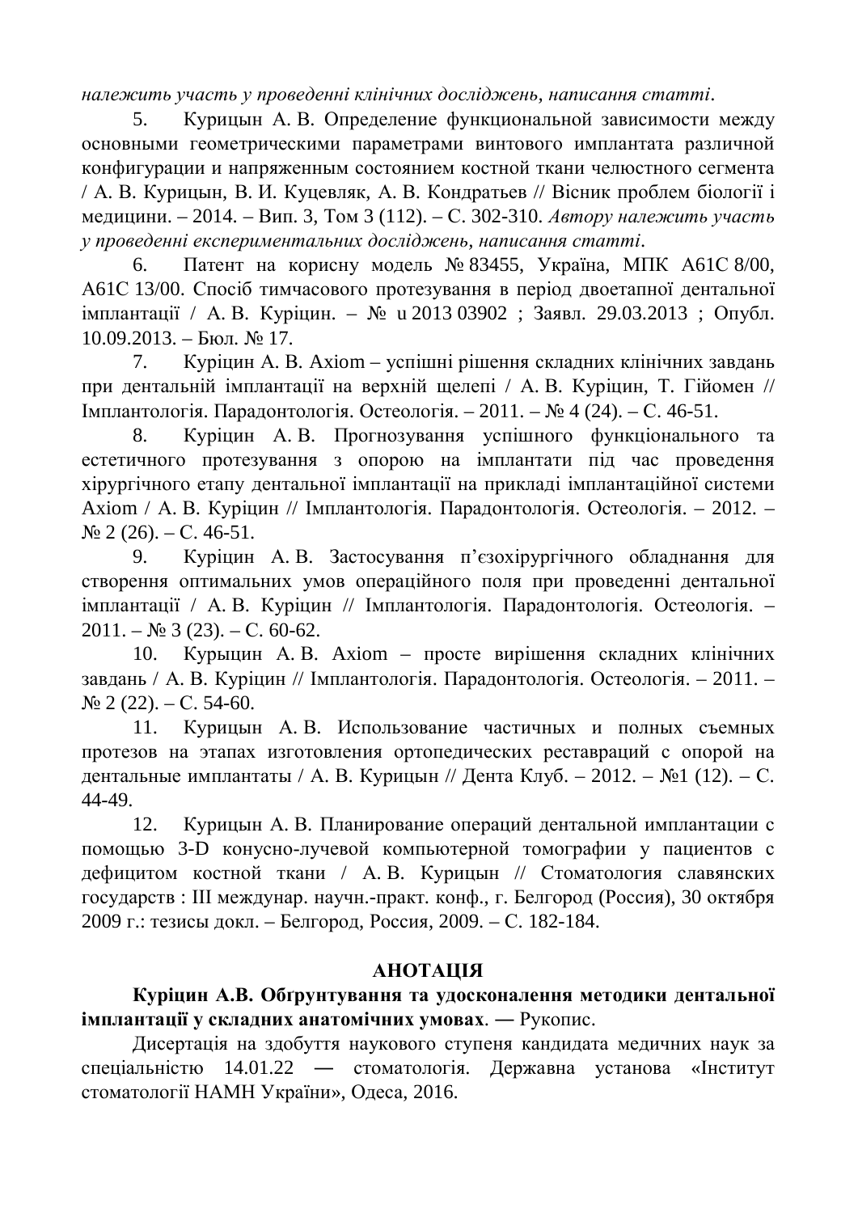*належить участь у проведенні клінічних досліджень, написання статті.*

5. Курицын А. В. Определение функциональной зависимости между основными геометрическими параметрами винтового имплантата различной конфигурации и напряженным состоянием костной ткани челюстного сегмента / А. В. Курицын, В. И. Куцевляк, А. В. Кондратьев // Вісник проблем біології і медицини. – 2014. – Вип. 3, Том 3 (112). – С. 302-310. *Автору належить участь у проведенні експериментальних досліджень, написання статті.*

6. Патент на корисну модель № 83455, Україна, МПК А61С 8/00, А61С 13/00. Спосіб тимчасового протезування в період двоетапної дентальної імплантації / А. В. Куріцин. – № u 2013 03902 ; Заявл. 29.03.2013 ; Опубл. 10.09.2013. – Бюл. № 17.

7. Куріцин А. В. Axiom – успішні рішення складних клінічних завдань при дентальній імплантації на верхній щелепі / А. В. Куріцин, Т. Гійомен // Імплантологія. Парадонтологія. Остеологія. – 2011. – № 4 (24). – С. 46-51.

8. Куріцин А. В. Прогнозування успішного функціонального та естетичного протезування з опорою на імплантати під час проведення хірургічного етапу дентальної імплантації на прикладі імплантаційної системи Axiom / А. В. Куріцин // Імплантологія. Парадонтологія. Остеологія. – 2012. – № 2 (26). – С. 46-51.

9. Куріцин А. В. Застосування п'єзохірургічного обладнання для створення оптимальних умов операційного поля при проведенні дентальної імплантації / А. В. Куріцин // Імплантологія. Парадонтологія. Остеологія. – 2011. – № 3 (23). – С. 60-62.

10. Курыцин А. В. Axiom – просте вирішення складних клінічних завдань / А. В. Куріцин // Імплантологія. Парадонтологія. Остеологія. – 2011. – № 2 (22). – С. 54-60.

11. Курицын А. В. Использование частичных и полных съемных протезов на этапах изготовления ортопедических реставраций с опорой на дентальные имплантаты / А. В. Курицын // Дента Клуб. – 2012. – №1 (12). – С. 44-49.

12. Курицын А. В. Планирование операций дентальной имплантации с помощью 3-D конусно-лучевой компьютерной томографии у пациентов с дефицитом костной ткани / А. В. Курицын // Стоматология славянских государств : III междунар. научн.-практ. конф., г. Белгород (Россия), 30 октября 2009 г.: тезисы докл. – Белгород, Россия, 2009. – С. 182-184.

## АНОТАЦІЯ

**Куріцин А.В. Обґрунтування та удосконалення методики дентальної імплантації у складних анатомічних умовах**. — Рукопис.

Дисертація на здобуття наукового ступеня кандидата медичних наук за спеціальністю 14.01.22 — стоматологія. Державна установа «Інститут стоматології НАМН України», Одеса, 2016.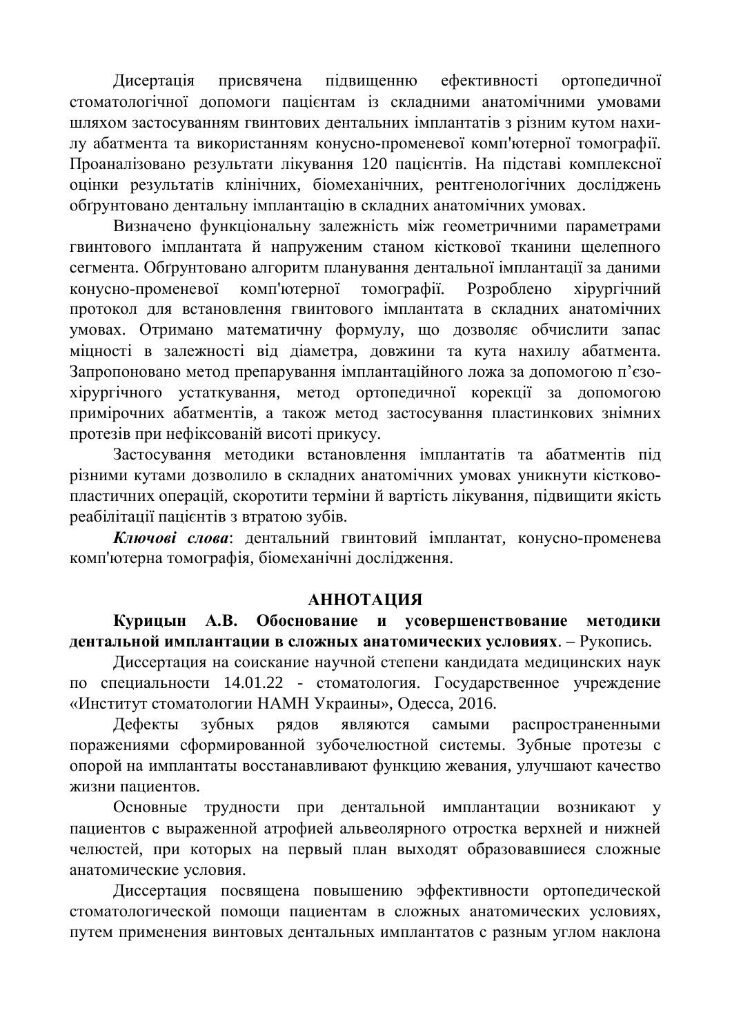Дисертація присвячена підвищенню ефективності ортопедичної стоматологічної допомоги пацієнтам із складними анатомічними умовами шляхом застосуванням гвинтових дентальних імплантатів з різним кутом нахилу абатмента та використанням конусно-променевої комп'ютерної томографії. Проаналізовано результати лікування 120 пацієнтів. На підставі комплексної оцінки результатів клінічних, біомеханічних, рентгенологічних досліджень обґрунтовано дентальну імплантацію в складних анатомічних умовах.

Визначено функціональну залежність між геометричними параметрами гвинтового імплантата й напруженим станом кісткової тканини щелепного сегмента. Обґрунтовано алгоритм планування дентальної імплантації за даними конусно-променевої комп'ютерної томографії. Розроблено хірургічний протокол для встановлення гвинтового імплантата в складних анатомічних умовах. Отримано математичну формулу, що дозволяє обчислити запас міцності в залежності від діаметра, довжини та кута нахилу абатмента. Запропоновано метод препарування імплантаційного ложа за допомогою п'єзохірургічного устаткування, метод ортопедичної корекції за допомогою примірочних абатментів, а також метод застосування пластинкових знімних протезів при нефіксованій висоті прикусу.

Застосування методики встановлення імплантатів та абатментів під різними кутами дозволило в складних анатомічних умовах уникнути кістково-пластичних операцій, скоротити терміни й вартість лікування, підвищити якість реабілітації пацієнтів з втратою зубів.

***Ключові слова***: дентальний гвинтовий імплантат, конусно-променева комп'ютерна томографія, біомеханічні дослідження.

## АННОТАЦИЯ

**Курицын А.В. Обоснование и усовершенствование методики дентальной имплантации в сложных анатомических условиях**. – Рукопись.

Диссертация на соискание научной степени кандидата медицинских наук по специальности 14.01.22 - стоматология. Государственное учреждение «Институт стоматологии НАМН Украины», Одесса, 2016.

Дефекты зубных рядов являются самыми распространенными поражениями сформированной зубочелюстной системы. Зубные протезы с опорой на имплантаты восстанавливают функцию жевания, улучшают качество жизни пациентов.

Основные трудности при дентальной имплантации возникают у пациентов с выраженной атрофией альвеолярного отростка верхней и нижней челюстей, при которых на первый план выходят образовавшиеся сложные анатомические условия.

Диссертация посвящена повышению эффективности ортопедической стоматологической помощи пациентам в сложных анатомических условиях, путем применения винтовых дентальных имплантатов с разным углом наклона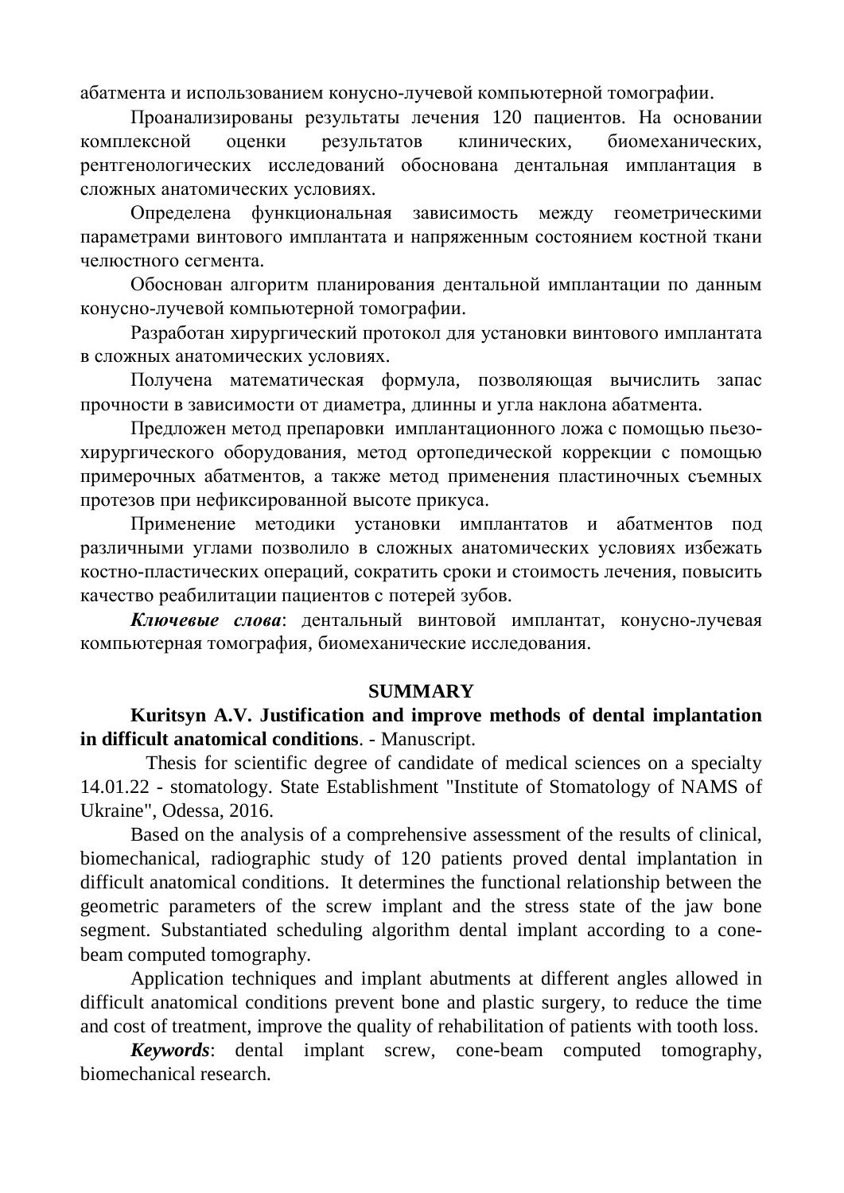абатмента и использованием конусно-лучевой компьютерной томографии.

Проанализированы результаты лечения 120 пациентов. На основании комплексной оценки результатов клинических, биомеханических, рентгенологических исследований обоснована дентальная имплантация в сложных анатомических условиях.

Определена функциональная зависимость между геометрическими параметрами винтового имплантата и напряженным состоянием костной ткани челюстного сегмента.

Обоснован алгоритм планирования дентальной имплантации по данным конусно-лучевой компьютерной томографии.

Разработан хирургический протокол для установки винтового имплантата в сложных анатомических условиях.

Получена математическая формула, позволяющая вычислить запас прочности в зависимости от диаметра, длинны и угла наклона абатмента.

Предложен метод препаровки имплантационного ложа с помощью пьезо-хирургического оборудования, метод ортопедической коррекции с помощью примерочных абатментов, а также метод применения пластиночных съемных протезов при нефиксированной высоте прикуса.

Применение методики установки имплантатов и абатментов под различными углами позволило в сложных анатомических условиях избежать костно-пластических операций, сократить сроки и стоимость лечения, повысить качество реабилитации пациентов с потерей зубов.

***Ключевые слова***: дентальный винтовой имплантат, конусно-лучевая компьютерная томография, биомеханические исследования.

## SUMMARY

**Kuritsyn A.V. Justification and improve methods of dental implantation in difficult anatomical conditions**. - Manuscript.

Thesis for scientific degree of candidate of medical sciences on a specialty 14.01.22 - stomatology. State Establishment "Institute of Stomatology of NAMS of Ukraine", Odessa, 2016.

Based on the analysis of a comprehensive assessment of the results of clinical, biomechanical, radiographic study of 120 patients proved dental implantation in difficult anatomical conditions. It determines the functional relationship between the geometric parameters of the screw implant and the stress state of the jaw bone segment. Substantiated scheduling algorithm dental implant according to a cone-beam computed tomography.

Application techniques and implant abutments at different angles allowed in difficult anatomical conditions prevent bone and plastic surgery, to reduce the time and cost of treatment, improve the quality of rehabilitation of patients with tooth loss.

***Keywords***: dental implant screw, cone-beam computed tomography, biomechanical research.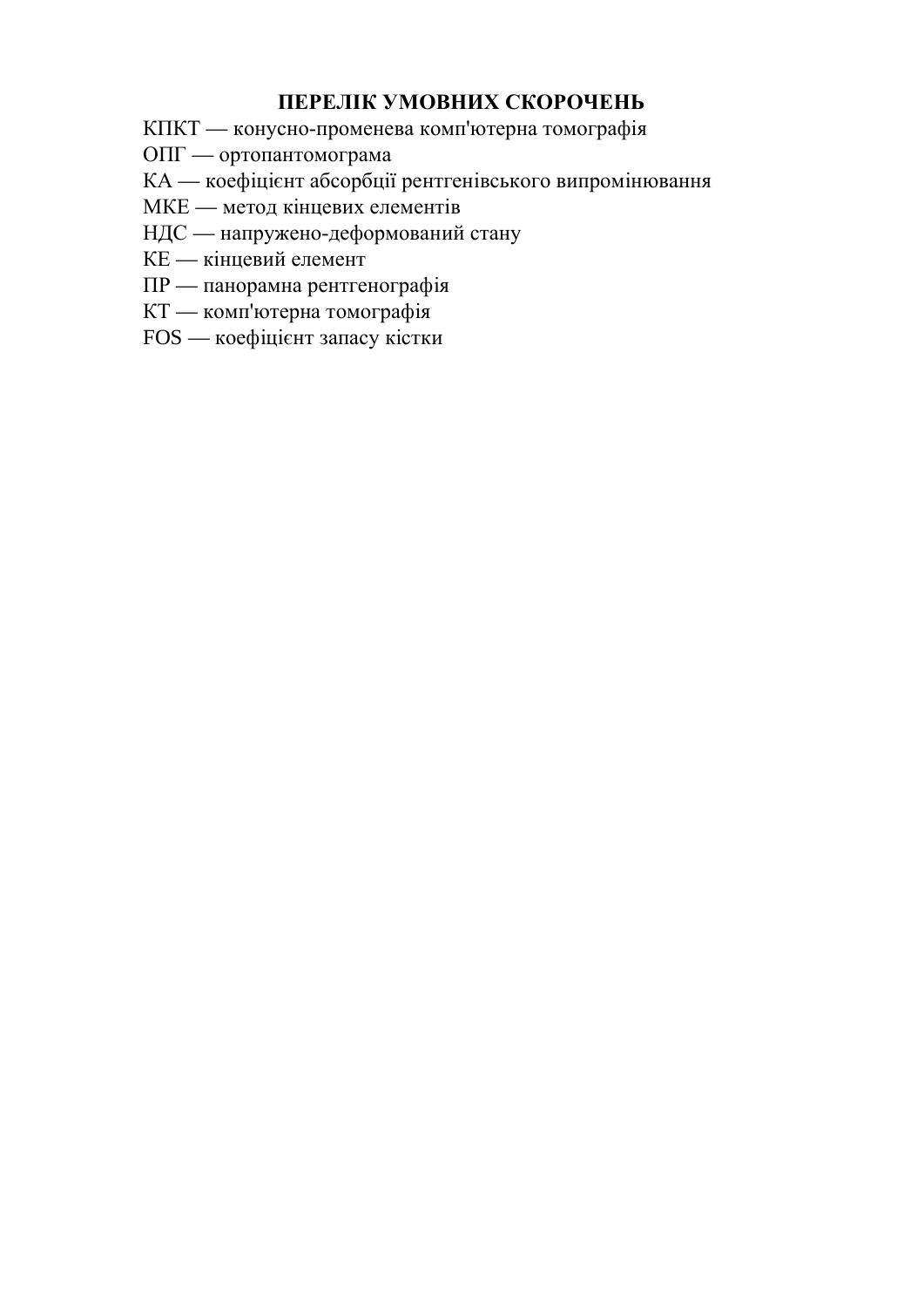## ПЕРЕЛІК УМОВНИХ СКОРОЧЕНЬ

КПКТ — конусно-променева комп'ютерна томографія
ОПГ — ортопантомограма
КА — коефіцієнт абсорбції рентгенівського випромінювання
МКЕ — метод кінцевих елементів
НДС — напружено-деформований стану
КЕ — кінцевий елемент
ПР — панорамна рентгенографія
КТ — комп'ютерна томографія
FOS — коефіцієнт запасу кістки